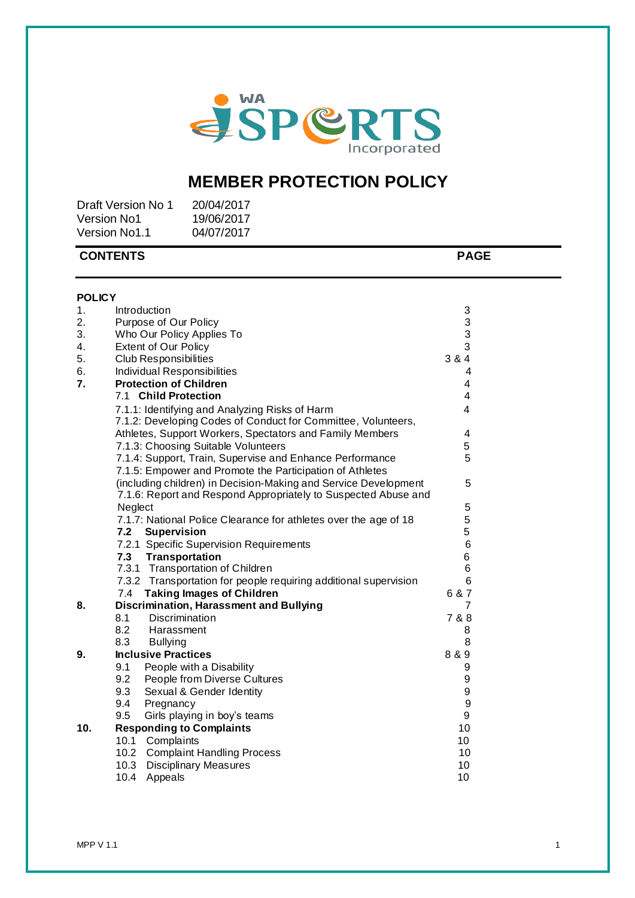WA SPORTS Incorporated

# MEMBER PROTECTION POLICY

Draft Version No 1 20/04/2017
Version No1 19/06/2017
Version No1.1 04/07/2017

| **CONTENTS** | | **PAGE** |
|---|---|---|
| **POLICY** | | |
| 1. | Introduction | 3 |
| 2. | Purpose of Our Policy | 3 |
| 3. | Who Our Policy Applies To | 3 |
| 4. | Extent of Our Policy | 3 |
| 5. | Club Responsibilities | 3 & 4 |
| 6. | Individual Responsibilities | 4 |
| **7.** | **Protection of Children** | 4 |
| | 7.1 **Child Protection** | 4 |
| | 7.1.1: Identifying and Analyzing Risks of Harm | 4 |
| | 7.1.2: Developing Codes of Conduct for Committee, Volunteers, Athletes, Support Workers, Spectators and Family Members | 4 |
| | 7.1.3: Choosing Suitable Volunteers | 5 |
| | 7.1.4: Support, Train, Supervise and Enhance Performance | 5 |
| | 7.1.5: Empower and Promote the Participation of Athletes (including children) in Decision-Making and Service Development | 5 |
| | 7.1.6: Report and Respond Appropriately to Suspected Abuse and Neglect | 5 |
| | 7.1.7: National Police Clearance for athletes over the age of 18 | 5 |
| | **7.2 Supervision** | 5 |
| | 7.2.1 Specific Supervision Requirements | 6 |
| | **7.3 Transportation** | 6 |
| | 7.3.1 Transportation of Children | 6 |
| | 7.3.2 Transportation for people requiring additional supervision | 6 |
| | 7.4 **Taking Images of Children** | 6 & 7 |
| **8.** | **Discrimination, Harassment and Bullying** | 7 |
| | 8.1 Discrimination | 7 & 8 |
| | 8.2 Harassment | 8 |
| | 8.3 Bullying | 8 |
| **9.** | **Inclusive Practices** | 8 & 9 |
| | 9.1 People with a Disability | 9 |
| | 9.2 People from Diverse Cultures | 9 |
| | 9.3 Sexual & Gender Identity | 9 |
| | 9.4 Pregnancy | 9 |
| | 9.5 Girls playing in boy's teams | 9 |
| **10.** | **Responding to Complaints** | 10 |
| | 10.1 Complaints | 10 |
| | 10.2 Complaint Handling Process | 10 |
| | 10.3 Disciplinary Measures | 10 |
| | 10.4 Appeals | 10 |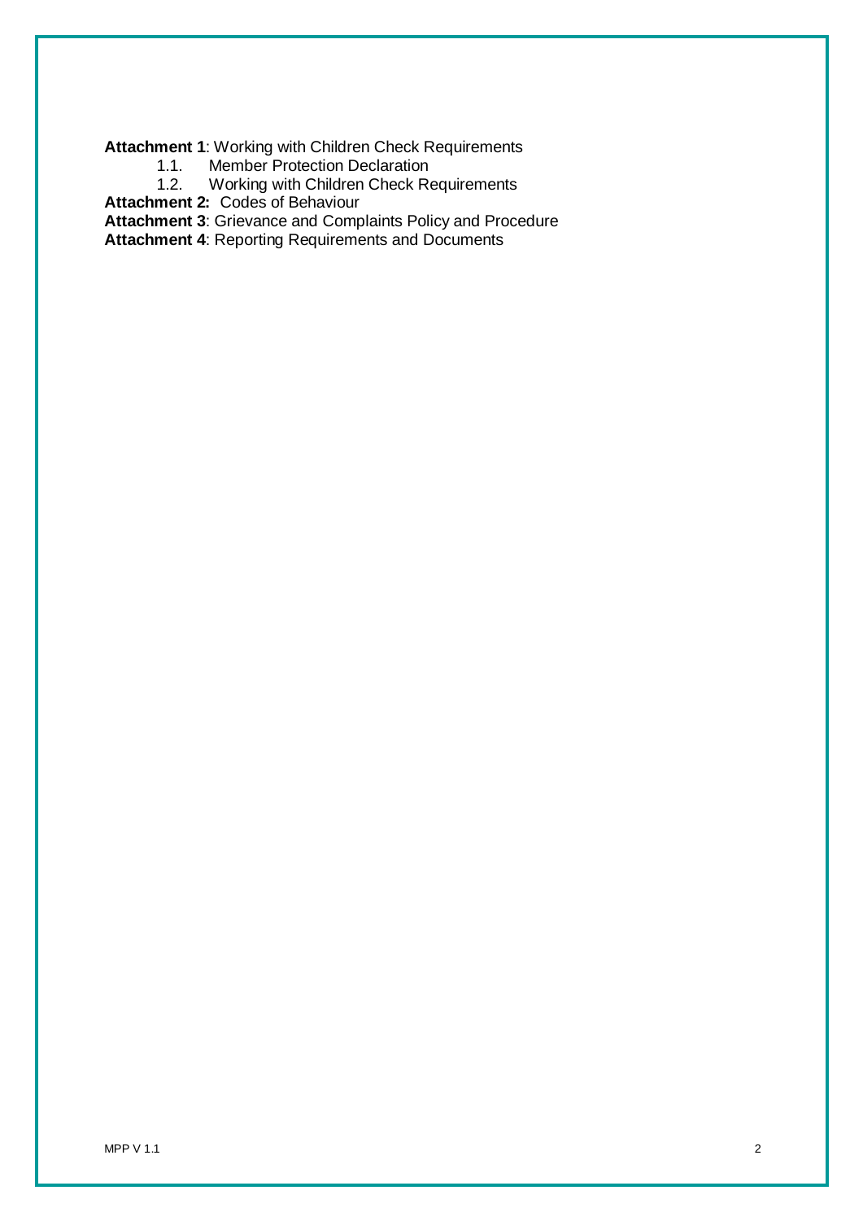**Attachment 1**: Working with Children Check Requirements

- 1.1. Member Protection Declaration
- 1.2. Working with Children Check Requirements

**Attachment 2:** Codes of Behaviour

**Attachment 3**: Grievance and Complaints Policy and Procedure

**Attachment 4**: Reporting Requirements and Documents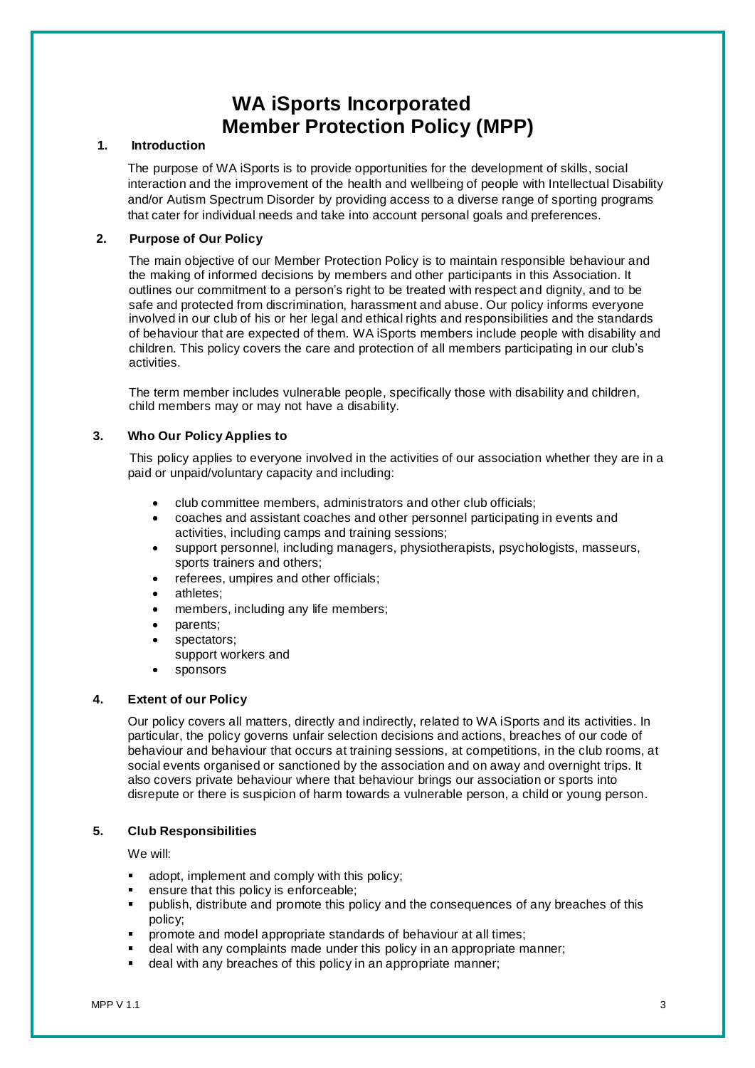# WA iSports Incorporated
# Member Protection Policy (MPP)

## 1. Introduction

The purpose of WA iSports is to provide opportunities for the development of skills, social interaction and the improvement of the health and wellbeing of people with Intellectual Disability and/or Autism Spectrum Disorder by providing access to a diverse range of sporting programs that cater for individual needs and take into account personal goals and preferences.

## 2. Purpose of Our Policy

The main objective of our Member Protection Policy is to maintain responsible behaviour and the making of informed decisions by members and other participants in this Association. It outlines our commitment to a person's right to be treated with respect and dignity, and to be safe and protected from discrimination, harassment and abuse. Our policy informs everyone involved in our club of his or her legal and ethical rights and responsibilities and the standards of behaviour that are expected of them. WA iSports members include people with disability and children. This policy covers the care and protection of all members participating in our club's activities.

The term member includes vulnerable people, specifically those with disability and children, child members may or may not have a disability.

## 3. Who Our Policy Applies to

This policy applies to everyone involved in the activities of our association whether they are in a paid or unpaid/voluntary capacity and including:

- club committee members, administrators and other club officials;
- coaches and assistant coaches and other personnel participating in events and activities, including camps and training sessions;
- support personnel, including managers, physiotherapists, psychologists, masseurs, sports trainers and others;
- referees, umpires and other officials;
- athletes;
- members, including any life members;
- parents;
- spectators;
  support workers and
- sponsors

## 4. Extent of our Policy

Our policy covers all matters, directly and indirectly, related to WA iSports and its activities. In particular, the policy governs unfair selection decisions and actions, breaches of our code of behaviour and behaviour that occurs at training sessions, at competitions, in the club rooms, at social events organised or sanctioned by the association and on away and overnight trips. It also covers private behaviour where that behaviour brings our association or sports into disrepute or there is suspicion of harm towards a vulnerable person, a child or young person.

## 5. Club Responsibilities

We will:

- adopt, implement and comply with this policy;
- ensure that this policy is enforceable;
- publish, distribute and promote this policy and the consequences of any breaches of this policy;
- promote and model appropriate standards of behaviour at all times;
- deal with any complaints made under this policy in an appropriate manner;
- deal with any breaches of this policy in an appropriate manner;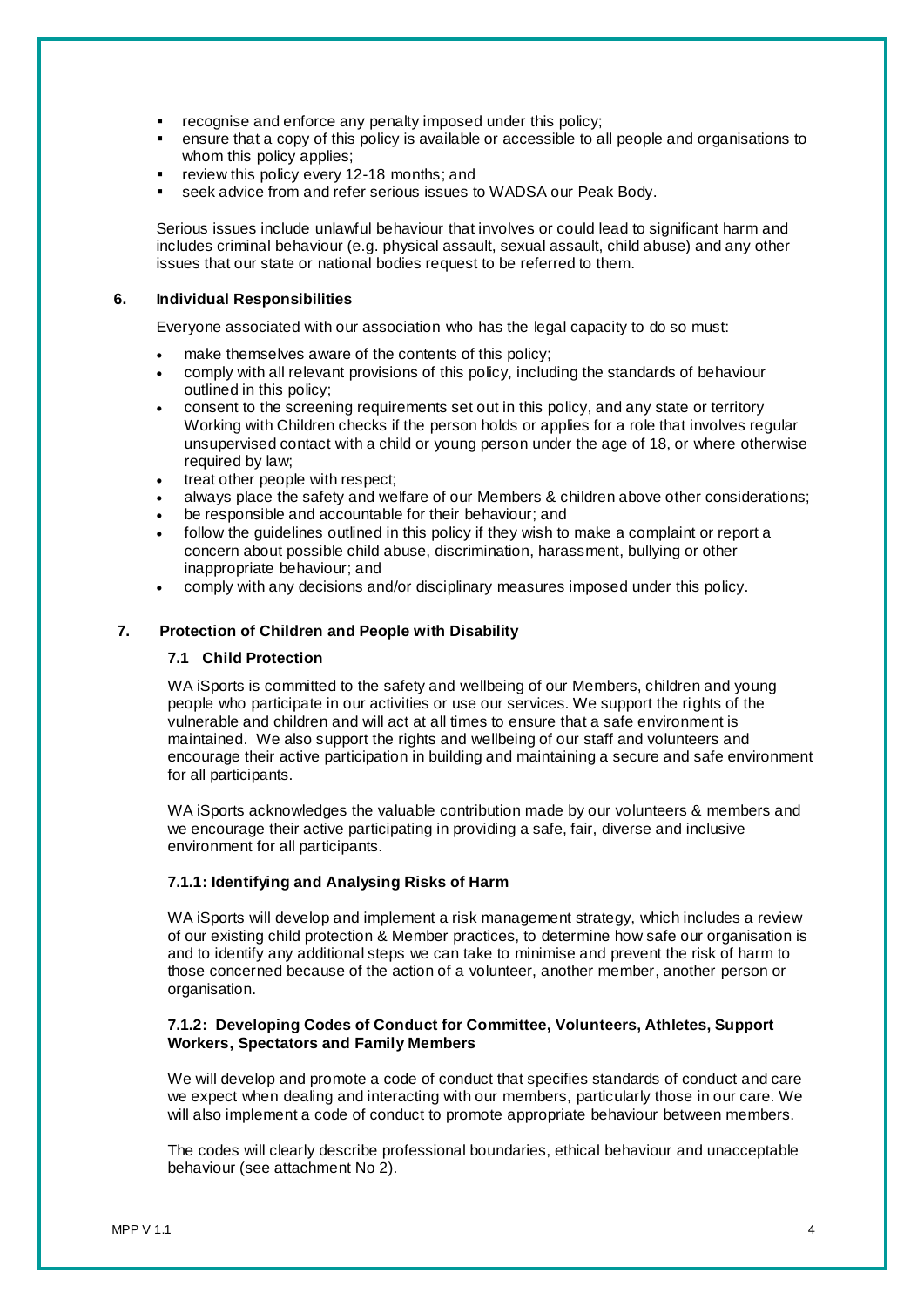- recognise and enforce any penalty imposed under this policy;
- ensure that a copy of this policy is available or accessible to all people and organisations to whom this policy applies;
- review this policy every 12-18 months; and
- seek advice from and refer serious issues to WADSA our Peak Body.

Serious issues include unlawful behaviour that involves or could lead to significant harm and includes criminal behaviour (e.g. physical assault, sexual assault, child abuse) and any other issues that our state or national bodies request to be referred to them.

## 6. Individual Responsibilities

Everyone associated with our association who has the legal capacity to do so must:

- make themselves aware of the contents of this policy;
- comply with all relevant provisions of this policy, including the standards of behaviour outlined in this policy;
- consent to the screening requirements set out in this policy, and any state or territory Working with Children checks if the person holds or applies for a role that involves regular unsupervised contact with a child or young person under the age of 18, or where otherwise required by law;
- treat other people with respect;
- always place the safety and welfare of our Members & children above other considerations;
- be responsible and accountable for their behaviour; and
- follow the guidelines outlined in this policy if they wish to make a complaint or report a concern about possible child abuse, discrimination, harassment, bullying or other inappropriate behaviour; and
- comply with any decisions and/or disciplinary measures imposed under this policy.

## 7. Protection of Children and People with Disability

### 7.1 Child Protection

WA iSports is committed to the safety and wellbeing of our Members, children and young people who participate in our activities or use our services. We support the rights of the vulnerable and children and will act at all times to ensure that a safe environment is maintained. We also support the rights and wellbeing of our staff and volunteers and encourage their active participation in building and maintaining a secure and safe environment for all participants.

WA iSports acknowledges the valuable contribution made by our volunteers & members and we encourage their active participating in providing a safe, fair, diverse and inclusive environment for all participants.

#### 7.1.1: Identifying and Analysing Risks of Harm

WA iSports will develop and implement a risk management strategy, which includes a review of our existing child protection & Member practices, to determine how safe our organisation is and to identify any additional steps we can take to minimise and prevent the risk of harm to those concerned because of the action of a volunteer, another member, another person or organisation.

#### 7.1.2: Developing Codes of Conduct for Committee, Volunteers, Athletes, Support Workers, Spectators and Family Members

We will develop and promote a code of conduct that specifies standards of conduct and care we expect when dealing and interacting with our members, particularly those in our care. We will also implement a code of conduct to promote appropriate behaviour between members.

The codes will clearly describe professional boundaries, ethical behaviour and unacceptable behaviour (see attachment No 2).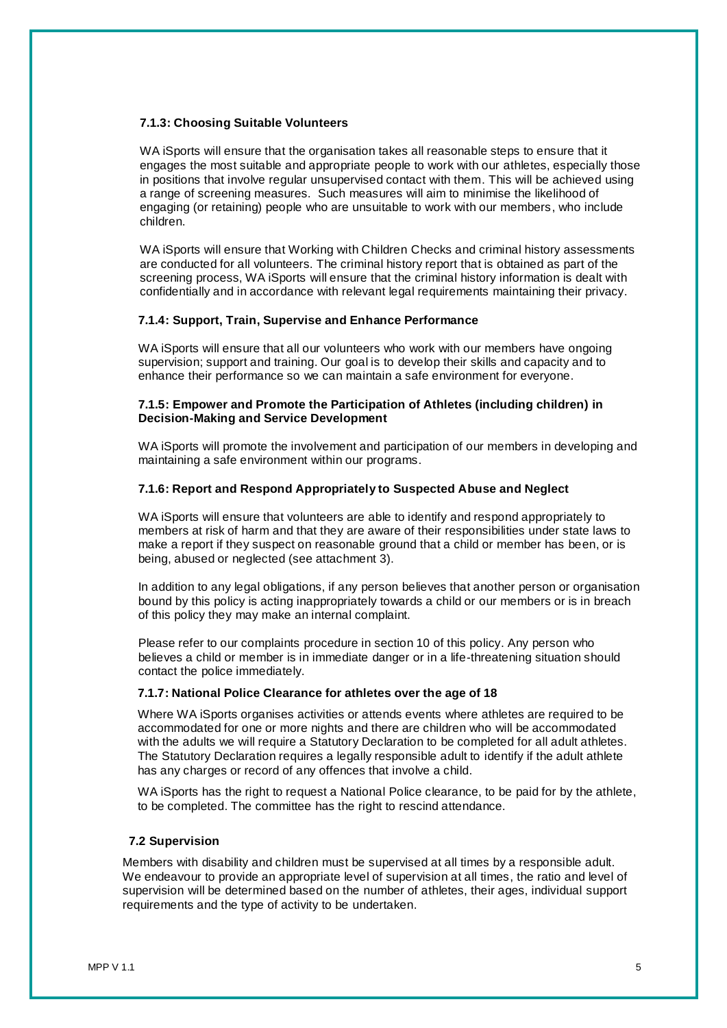#### 7.1.3: Choosing Suitable Volunteers

WA iSports will ensure that the organisation takes all reasonable steps to ensure that it engages the most suitable and appropriate people to work with our athletes, especially those in positions that involve regular unsupervised contact with them. This will be achieved using a range of screening measures. Such measures will aim to minimise the likelihood of engaging (or retaining) people who are unsuitable to work with our members, who include children.

WA iSports will ensure that Working with Children Checks and criminal history assessments are conducted for all volunteers. The criminal history report that is obtained as part of the screening process, WA iSports will ensure that the criminal history information is dealt with confidentially and in accordance with relevant legal requirements maintaining their privacy.

#### 7.1.4: Support, Train, Supervise and Enhance Performance

WA iSports will ensure that all our volunteers who work with our members have ongoing supervision; support and training. Our goal is to develop their skills and capacity and to enhance their performance so we can maintain a safe environment for everyone.

#### 7.1.5: Empower and Promote the Participation of Athletes (including children) in Decision-Making and Service Development

WA iSports will promote the involvement and participation of our members in developing and maintaining a safe environment within our programs.

#### 7.1.6: Report and Respond Appropriately to Suspected Abuse and Neglect

WA iSports will ensure that volunteers are able to identify and respond appropriately to members at risk of harm and that they are aware of their responsibilities under state laws to make a report if they suspect on reasonable ground that a child or member has been, or is being, abused or neglected (see attachment 3).

In addition to any legal obligations, if any person believes that another person or organisation bound by this policy is acting inappropriately towards a child or our members or is in breach of this policy they may make an internal complaint.

Please refer to our complaints procedure in section 10 of this policy. Any person who believes a child or member is in immediate danger or in a life-threatening situation should contact the police immediately.

#### 7.1.7: National Police Clearance for athletes over the age of 18

Where WA iSports organises activities or attends events where athletes are required to be accommodated for one or more nights and there are children who will be accommodated with the adults we will require a Statutory Declaration to be completed for all adult athletes. The Statutory Declaration requires a legally responsible adult to identify if the adult athlete has any charges or record of any offences that involve a child.

WA iSports has the right to request a National Police clearance, to be paid for by the athlete, to be completed. The committee has the right to rescind attendance.

### 7.2 Supervision

Members with disability and children must be supervised at all times by a responsible adult. We endeavour to provide an appropriate level of supervision at all times, the ratio and level of supervision will be determined based on the number of athletes, their ages, individual support requirements and the type of activity to be undertaken.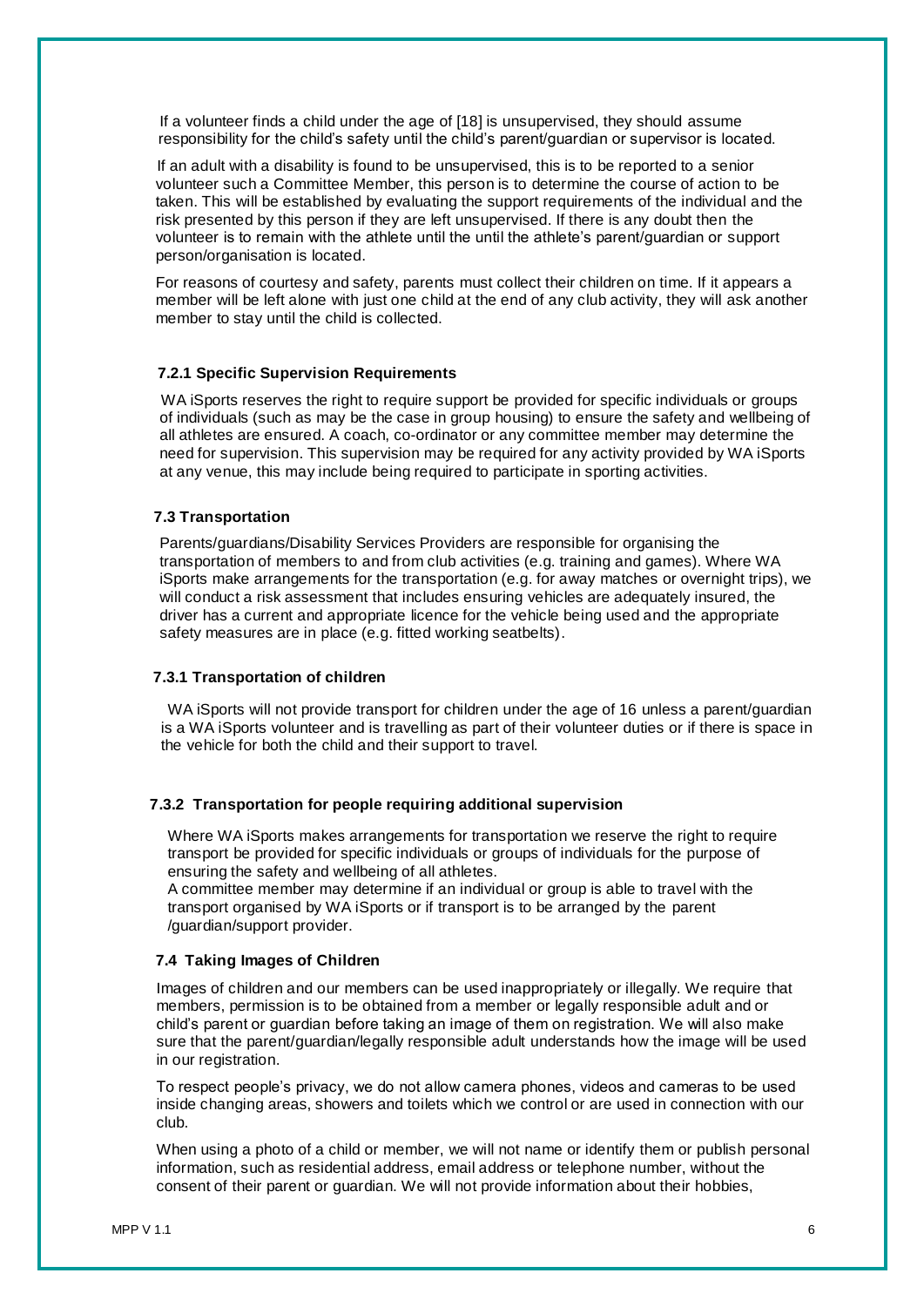If a volunteer finds a child under the age of [18] is unsupervised, they should assume responsibility for the child's safety until the child's parent/guardian or supervisor is located.

If an adult with a disability is found to be unsupervised, this is to be reported to a senior volunteer such a Committee Member, this person is to determine the course of action to be taken. This will be established by evaluating the support requirements of the individual and the risk presented by this person if they are left unsupervised. If there is any doubt then the volunteer is to remain with the athlete until the until the athlete's parent/guardian or support person/organisation is located.

For reasons of courtesy and safety, parents must collect their children on time. If it appears a member will be left alone with just one child at the end of any club activity, they will ask another member to stay until the child is collected.

### 7.2.1 Specific Supervision Requirements

WA iSports reserves the right to require support be provided for specific individuals or groups of individuals (such as may be the case in group housing) to ensure the safety and wellbeing of all athletes are ensured. A coach, co-ordinator or any committee member may determine the need for supervision. This supervision may be required for any activity provided by WA iSports at any venue, this may include being required to participate in sporting activities.

### 7.3 Transportation

Parents/guardians/Disability Services Providers are responsible for organising the transportation of members to and from club activities (e.g. training and games). Where WA iSports make arrangements for the transportation (e.g. for away matches or overnight trips), we will conduct a risk assessment that includes ensuring vehicles are adequately insured, the driver has a current and appropriate licence for the vehicle being used and the appropriate safety measures are in place (e.g. fitted working seatbelts).

### 7.3.1 Transportation of children

WA iSports will not provide transport for children under the age of 16 unless a parent/guardian is a WA iSports volunteer and is travelling as part of their volunteer duties or if there is space in the vehicle for both the child and their support to travel.

### 7.3.2 Transportation for people requiring additional supervision

Where WA iSports makes arrangements for transportation we reserve the right to require transport be provided for specific individuals or groups of individuals for the purpose of ensuring the safety and wellbeing of all athletes.
A committee member may determine if an individual or group is able to travel with the transport organised by WA iSports or if transport is to be arranged by the parent /guardian/support provider.

### 7.4 Taking Images of Children

Images of children and our members can be used inappropriately or illegally. We require that members, permission is to be obtained from a member or legally responsible adult and or child's parent or guardian before taking an image of them on registration. We will also make sure that the parent/guardian/legally responsible adult understands how the image will be used in our registration.

To respect people's privacy, we do not allow camera phones, videos and cameras to be used inside changing areas, showers and toilets which we control or are used in connection with our club.

When using a photo of a child or member, we will not name or identify them or publish personal information, such as residential address, email address or telephone number, without the consent of their parent or guardian. We will not provide information about their hobbies,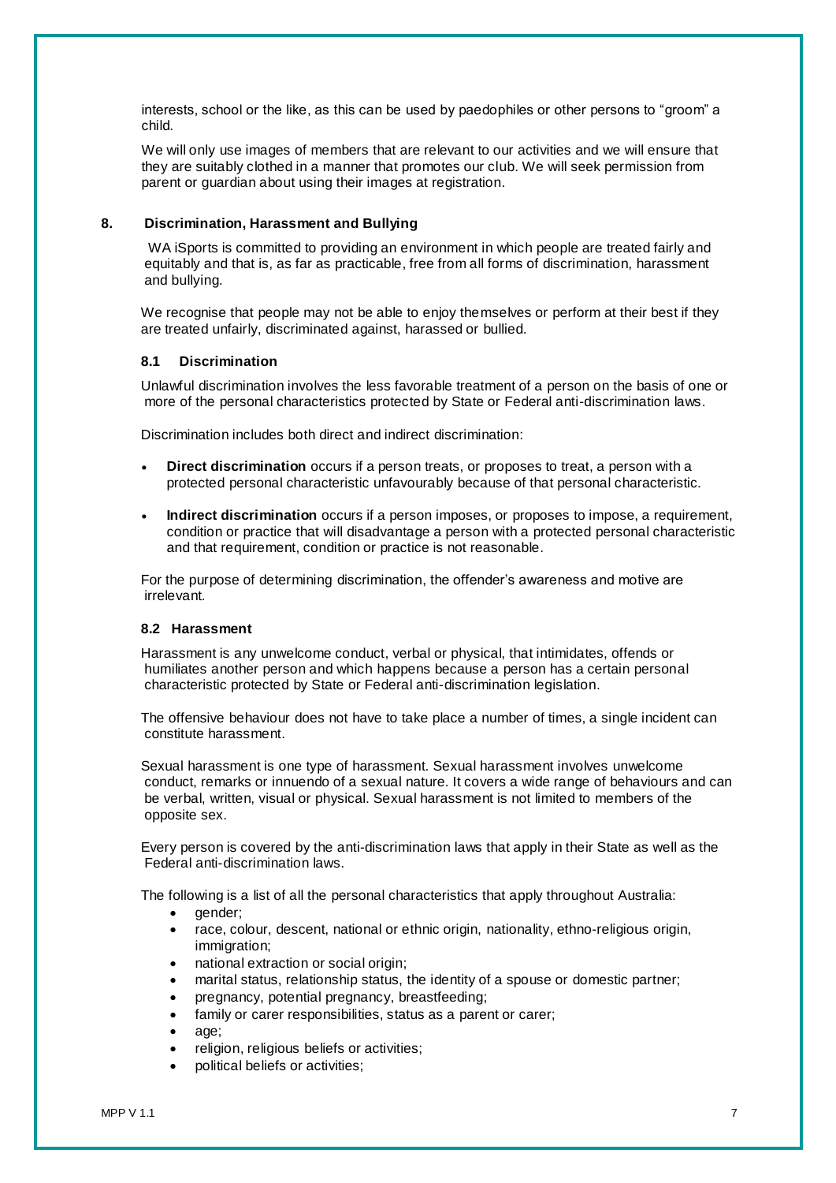interests, school or the like, as this can be used by paedophiles or other persons to "groom" a child.

We will only use images of members that are relevant to our activities and we will ensure that they are suitably clothed in a manner that promotes our club. We will seek permission from parent or guardian about using their images at registration.

## 8. Discrimination, Harassment and Bullying

WA iSports is committed to providing an environment in which people are treated fairly and equitably and that is, as far as practicable, free from all forms of discrimination, harassment and bullying.

We recognise that people may not be able to enjoy themselves or perform at their best if they are treated unfairly, discriminated against, harassed or bullied.

### 8.1 Discrimination

Unlawful discrimination involves the less favorable treatment of a person on the basis of one or more of the personal characteristics protected by State or Federal anti-discrimination laws.

Discrimination includes both direct and indirect discrimination:

- **Direct discrimination** occurs if a person treats, or proposes to treat, a person with a protected personal characteristic unfavourably because of that personal characteristic.
- **Indirect discrimination** occurs if a person imposes, or proposes to impose, a requirement, condition or practice that will disadvantage a person with a protected personal characteristic and that requirement, condition or practice is not reasonable.

For the purpose of determining discrimination, the offender's awareness and motive are irrelevant.

### 8.2 Harassment

Harassment is any unwelcome conduct, verbal or physical, that intimidates, offends or humiliates another person and which happens because a person has a certain personal characteristic protected by State or Federal anti-discrimination legislation.

The offensive behaviour does not have to take place a number of times, a single incident can constitute harassment.

Sexual harassment is one type of harassment. Sexual harassment involves unwelcome conduct, remarks or innuendo of a sexual nature. It covers a wide range of behaviours and can be verbal, written, visual or physical. Sexual harassment is not limited to members of the opposite sex.

Every person is covered by the anti-discrimination laws that apply in their State as well as the Federal anti-discrimination laws.

The following is a list of all the personal characteristics that apply throughout Australia:

- gender;
- race, colour, descent, national or ethnic origin, nationality, ethno-religious origin, immigration;
- national extraction or social origin;
- marital status, relationship status, the identity of a spouse or domestic partner;
- pregnancy, potential pregnancy, breastfeeding;
- family or carer responsibilities, status as a parent or carer;
- age;
- religion, religious beliefs or activities;
- political beliefs or activities;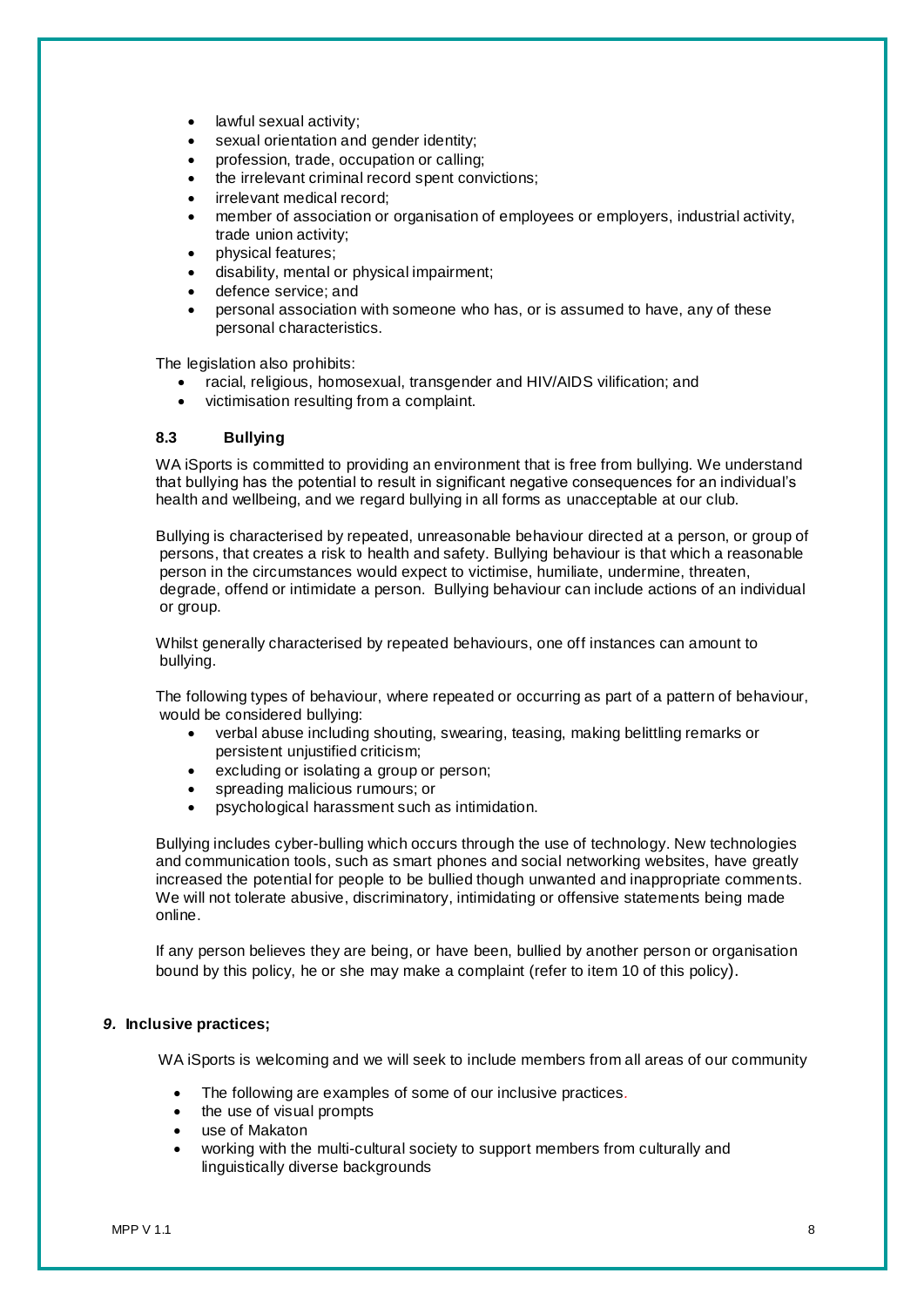- lawful sexual activity;
- sexual orientation and gender identity;
- profession, trade, occupation or calling;
- the irrelevant criminal record spent convictions;
- irrelevant medical record;
- member of association or organisation of employees or employers, industrial activity, trade union activity;
- physical features;
- disability, mental or physical impairment;
- defence service; and
- personal association with someone who has, or is assumed to have, any of these personal characteristics.

The legislation also prohibits:

- racial, religious, homosexual, transgender and HIV/AIDS vilification; and
- victimisation resulting from a complaint.

### 8.3 Bullying

WA iSports is committed to providing an environment that is free from bullying. We understand that bullying has the potential to result in significant negative consequences for an individual's health and wellbeing, and we regard bullying in all forms as unacceptable at our club.

Bullying is characterised by repeated, unreasonable behaviour directed at a person, or group of persons, that creates a risk to health and safety. Bullying behaviour is that which a reasonable person in the circumstances would expect to victimise, humiliate, undermine, threaten, degrade, offend or intimidate a person. Bullying behaviour can include actions of an individual or group.

Whilst generally characterised by repeated behaviours, one off instances can amount to bullying.

The following types of behaviour, where repeated or occurring as part of a pattern of behaviour, would be considered bullying:

- verbal abuse including shouting, swearing, teasing, making belittling remarks or persistent unjustified criticism;
- excluding or isolating a group or person;
- spreading malicious rumours; or
- psychological harassment such as intimidation.

Bullying includes cyber-bulling which occurs through the use of technology. New technologies and communication tools, such as smart phones and social networking websites, have greatly increased the potential for people to be bullied though unwanted and inappropriate comments. We will not tolerate abusive, discriminatory, intimidating or offensive statements being made online.

If any person believes they are being, or have been, bullied by another person or organisation bound by this policy, he or she may make a complaint (refer to item 10 of this policy).

## *9.* Inclusive practices;

WA iSports is welcoming and we will seek to include members from all areas of our community

- The following are examples of some of our inclusive practices.
- the use of visual prompts
- use of Makaton
- working with the multi-cultural society to support members from culturally and linguistically diverse backgrounds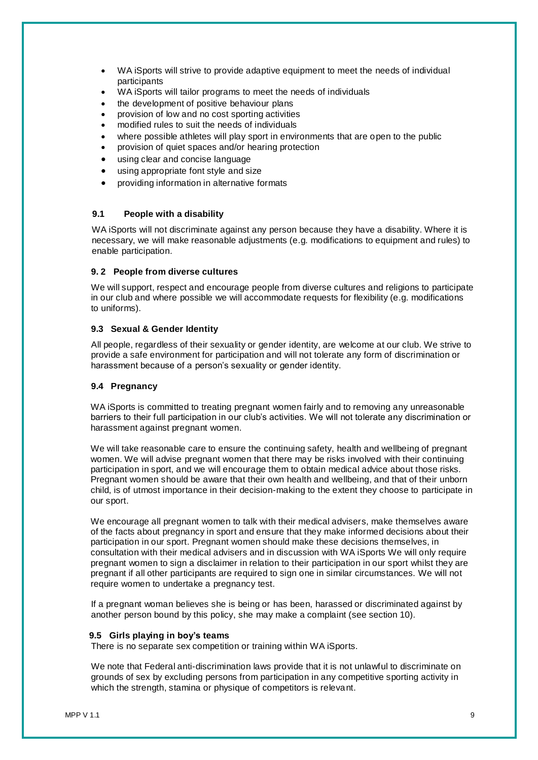- WA iSports will strive to provide adaptive equipment to meet the needs of individual participants
- WA iSports will tailor programs to meet the needs of individuals
- the development of positive behaviour plans
- provision of low and no cost sporting activities
- modified rules to suit the needs of individuals
- where possible athletes will play sport in environments that are open to the public
- provision of quiet spaces and/or hearing protection
- using clear and concise language
- using appropriate font style and size
- providing information in alternative formats

### 9.1 People with a disability

WA iSports will not discriminate against any person because they have a disability. Where it is necessary, we will make reasonable adjustments (e.g. modifications to equipment and rules) to enable participation.

### 9. 2 People from diverse cultures

We will support, respect and encourage people from diverse cultures and religions to participate in our club and where possible we will accommodate requests for flexibility (e.g. modifications to uniforms).

### 9.3 Sexual & Gender Identity

All people, regardless of their sexuality or gender identity, are welcome at our club. We strive to provide a safe environment for participation and will not tolerate any form of discrimination or harassment because of a person's sexuality or gender identity.

### 9.4 Pregnancy

WA iSports is committed to treating pregnant women fairly and to removing any unreasonable barriers to their full participation in our club's activities. We will not tolerate any discrimination or harassment against pregnant women.

We will take reasonable care to ensure the continuing safety, health and wellbeing of pregnant women. We will advise pregnant women that there may be risks involved with their continuing participation in sport, and we will encourage them to obtain medical advice about those risks. Pregnant women should be aware that their own health and wellbeing, and that of their unborn child, is of utmost importance in their decision-making to the extent they choose to participate in our sport.

We encourage all pregnant women to talk with their medical advisers, make themselves aware of the facts about pregnancy in sport and ensure that they make informed decisions about their participation in our sport. Pregnant women should make these decisions themselves, in consultation with their medical advisers and in discussion with WA iSports We will only require pregnant women to sign a disclaimer in relation to their participation in our sport whilst they are pregnant if all other participants are required to sign one in similar circumstances. We will not require women to undertake a pregnancy test.

If a pregnant woman believes she is being or has been, harassed or discriminated against by another person bound by this policy, she may make a complaint (see section 10).

### 9.5 Girls playing in boy's teams

There is no separate sex competition or training within WA iSports.

We note that Federal anti-discrimination laws provide that it is not unlawful to discriminate on grounds of sex by excluding persons from participation in any competitive sporting activity in which the strength, stamina or physique of competitors is relevant.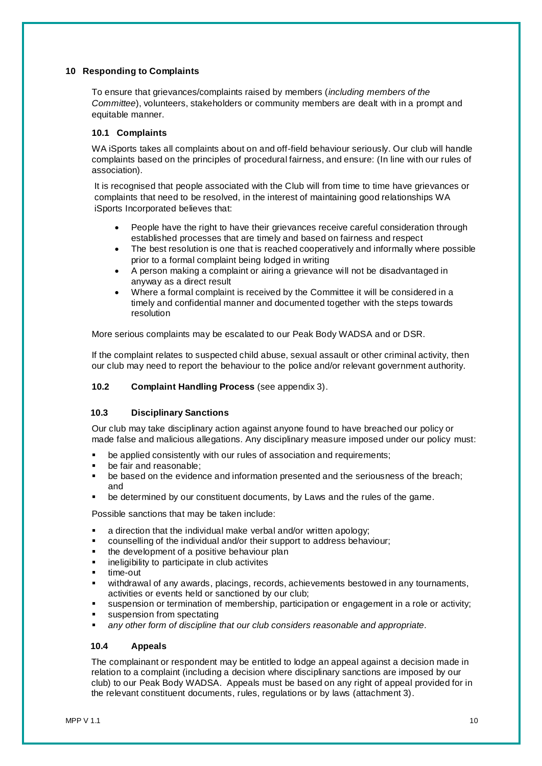## 10 Responding to Complaints

To ensure that grievances/complaints raised by members (*including members of the Committee*), volunteers, stakeholders or community members are dealt with in a prompt and equitable manner.

### 10.1 Complaints

WA iSports takes all complaints about on and off-field behaviour seriously. Our club will handle complaints based on the principles of procedural fairness, and ensure: (In line with our rules of association).

It is recognised that people associated with the Club will from time to time have grievances or complaints that need to be resolved, in the interest of maintaining good relationships WA iSports Incorporated believes that:

- People have the right to have their grievances receive careful consideration through established processes that are timely and based on fairness and respect
- The best resolution is one that is reached cooperatively and informally where possible prior to a formal complaint being lodged in writing
- A person making a complaint or airing a grievance will not be disadvantaged in anyway as a direct result
- Where a formal complaint is received by the Committee it will be considered in a timely and confidential manner and documented together with the steps towards resolution

More serious complaints may be escalated to our Peak Body WADSA and or DSR.

If the complaint relates to suspected child abuse, sexual assault or other criminal activity, then our club may need to report the behaviour to the police and/or relevant government authority.

### 10.2 **Complaint Handling Process** (see appendix 3).

### 10.3 Disciplinary Sanctions

Our club may take disciplinary action against anyone found to have breached our policy or made false and malicious allegations. Any disciplinary measure imposed under our policy must:

- be applied consistently with our rules of association and requirements;
- be fair and reasonable;
- be based on the evidence and information presented and the seriousness of the breach; and
- be determined by our constituent documents, by Laws and the rules of the game.

Possible sanctions that may be taken include:

- a direction that the individual make verbal and/or written apology;
- counselling of the individual and/or their support to address behaviour;
- the development of a positive behaviour plan
- ineligibility to participate in club activites
- time-out
- withdrawal of any awards, placings, records, achievements bestowed in any tournaments, activities or events held or sanctioned by our club;
- suspension or termination of membership, participation or engagement in a role or activity;
- suspension from spectating
- *any other form of discipline that our club considers reasonable and appropriate.*

### 10.4 Appeals

The complainant or respondent may be entitled to lodge an appeal against a decision made in relation to a complaint (including a decision where disciplinary sanctions are imposed by our club) to our Peak Body WADSA. Appeals must be based on any right of appeal provided for in the relevant constituent documents, rules, regulations or by laws (attachment 3).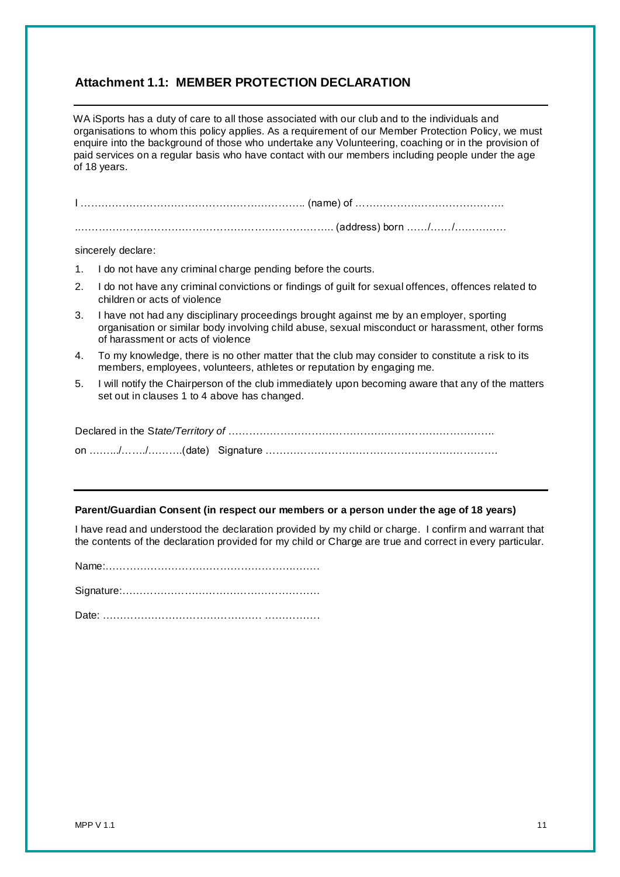## Attachment 1.1: MEMBER PROTECTION DECLARATION

---

WA iSports has a duty of care to all those associated with our club and to the individuals and organisations to whom this policy applies. As a requirement of our Member Protection Policy, we must enquire into the background of those who undertake any Volunteering, coaching or in the provision of paid services on a regular basis who have contact with our members including people under the age of 18 years.

I ………………………………………………………….. (name) of ……………………………………

……………………………………………………………….. (address) born ……/……/……………

sincerely declare:

1. I do not have any criminal charge pending before the courts.
2. I do not have any criminal convictions or findings of guilt for sexual offences, offences related to children or acts of violence
3. I have not had any disciplinary proceedings brought against me by an employer, sporting organisation or similar body involving child abuse, sexual misconduct or harassment, other forms of harassment or acts of violence
4. To my knowledge, there is no other matter that the club may consider to constitute a risk to its members, employees, volunteers, athletes or reputation by engaging me.
5. I will notify the Chairperson of the club immediately upon becoming aware that any of the matters set out in clauses 1 to 4 above has changed.

Declared in the S*tate/Territory of* ……………………………………………………………………

on ……../……./……….(date) Signature ……………………………………………………………

---

**Parent/Guardian Consent (in respect our members or a person under the age of 18 years)**

I have read and understood the declaration provided by my child or charge. I confirm and warrant that the contents of the declaration provided for my child or Charge are true and correct in every particular.

Name:……………………………………………………

Signature:………………………………………………

Date: ……………………………………… ……………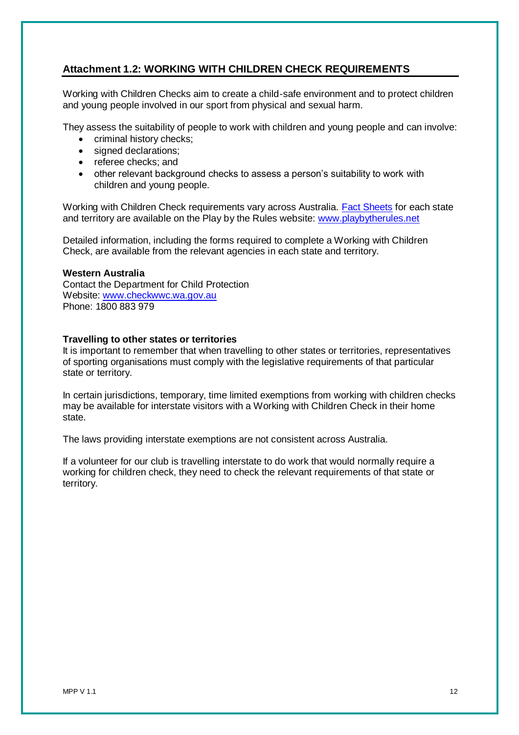## Attachment 1.2: WORKING WITH CHILDREN CHECK REQUIREMENTS

Working with Children Checks aim to create a child-safe environment and to protect children and young people involved in our sport from physical and sexual harm.

They assess the suitability of people to work with children and young people and can involve:

- criminal history checks;
- signed declarations;
- referee checks; and
- other relevant background checks to assess a person's suitability to work with children and young people.

Working with Children Check requirements vary across Australia. [Fact Sheets](http://www.playbytherules.net) for each state and territory are available on the Play by the Rules website: [www.playbytherules.net](http://www.playbytherules.net)

Detailed information, including the forms required to complete a Working with Children Check, are available from the relevant agencies in each state and territory.

**Western Australia**
Contact the Department for Child Protection
Website: [www.checkwwc.wa.gov.au](http://www.checkwwc.wa.gov.au)
Phone: 1800 883 979

**Travelling to other states or territories**
It is important to remember that when travelling to other states or territories, representatives of sporting organisations must comply with the legislative requirements of that particular state or territory.

In certain jurisdictions, temporary, time limited exemptions from working with children checks may be available for interstate visitors with a Working with Children Check in their home state.

The laws providing interstate exemptions are not consistent across Australia.

If a volunteer for our club is travelling interstate to do work that would normally require a working for children check, they need to check the relevant requirements of that state or territory.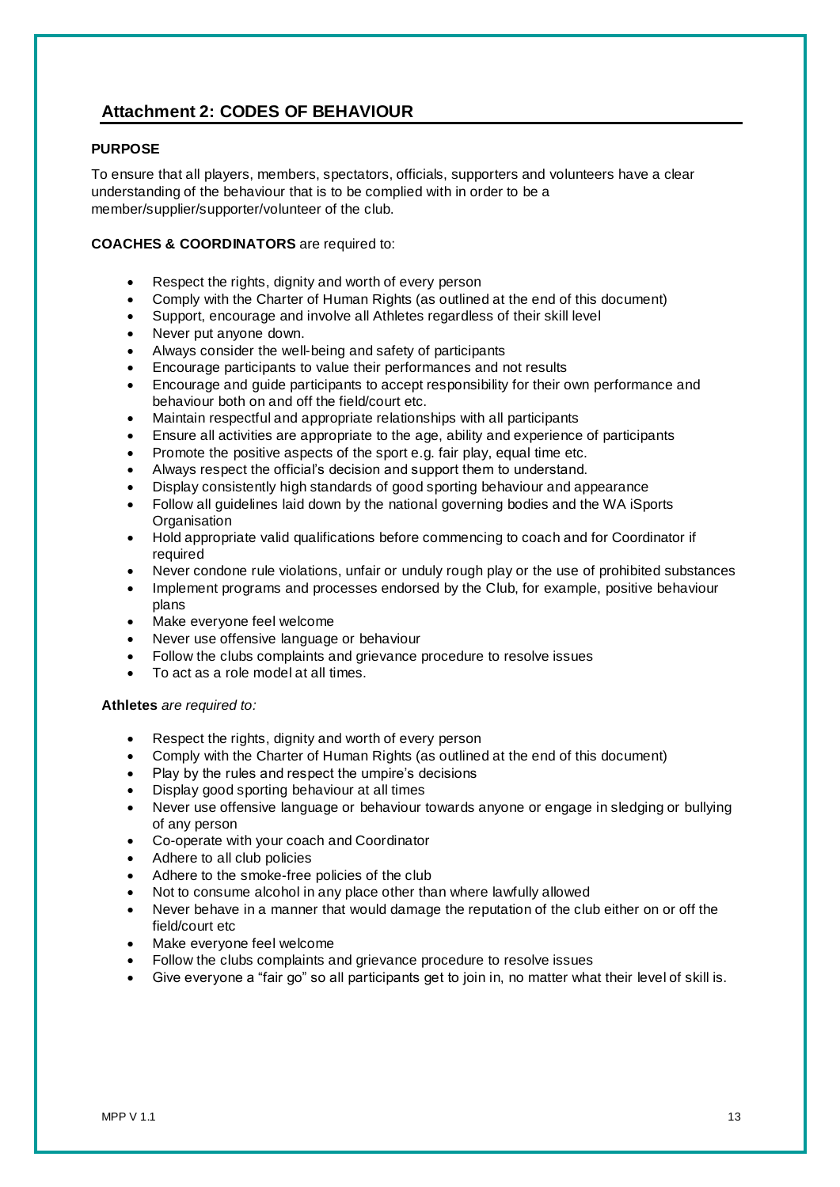## Attachment 2: CODES OF BEHAVIOUR

**PURPOSE**

To ensure that all players, members, spectators, officials, supporters and volunteers have a clear understanding of the behaviour that is to be complied with in order to be a member/supplier/supporter/volunteer of the club.

**COACHES & COORDINATORS** are required to:

- Respect the rights, dignity and worth of every person
- Comply with the Charter of Human Rights (as outlined at the end of this document)
- Support, encourage and involve all Athletes regardless of their skill level
- Never put anyone down.
- Always consider the well-being and safety of participants
- Encourage participants to value their performances and not results
- Encourage and guide participants to accept responsibility for their own performance and behaviour both on and off the field/court etc.
- Maintain respectful and appropriate relationships with all participants
- Ensure all activities are appropriate to the age, ability and experience of participants
- Promote the positive aspects of the sport e.g. fair play, equal time etc.
- Always respect the official's decision and support them to understand.
- Display consistently high standards of good sporting behaviour and appearance
- Follow all guidelines laid down by the national governing bodies and the WA iSports Organisation
- Hold appropriate valid qualifications before commencing to coach and for Coordinator if required
- Never condone rule violations, unfair or unduly rough play or the use of prohibited substances
- Implement programs and processes endorsed by the Club, for example, positive behaviour plans
- Make everyone feel welcome
- Never use offensive language or behaviour
- Follow the clubs complaints and grievance procedure to resolve issues
- To act as a role model at all times.

**Athletes** *are required to:*

- Respect the rights, dignity and worth of every person
- Comply with the Charter of Human Rights (as outlined at the end of this document)
- Play by the rules and respect the umpire's decisions
- Display good sporting behaviour at all times
- Never use offensive language or behaviour towards anyone or engage in sledging or bullying of any person
- Co-operate with your coach and Coordinator
- Adhere to all club policies
- Adhere to the smoke-free policies of the club
- Not to consume alcohol in any place other than where lawfully allowed
- Never behave in a manner that would damage the reputation of the club either on or off the field/court etc
- Make everyone feel welcome
- Follow the clubs complaints and grievance procedure to resolve issues
- Give everyone a "fair go" so all participants get to join in, no matter what their level of skill is.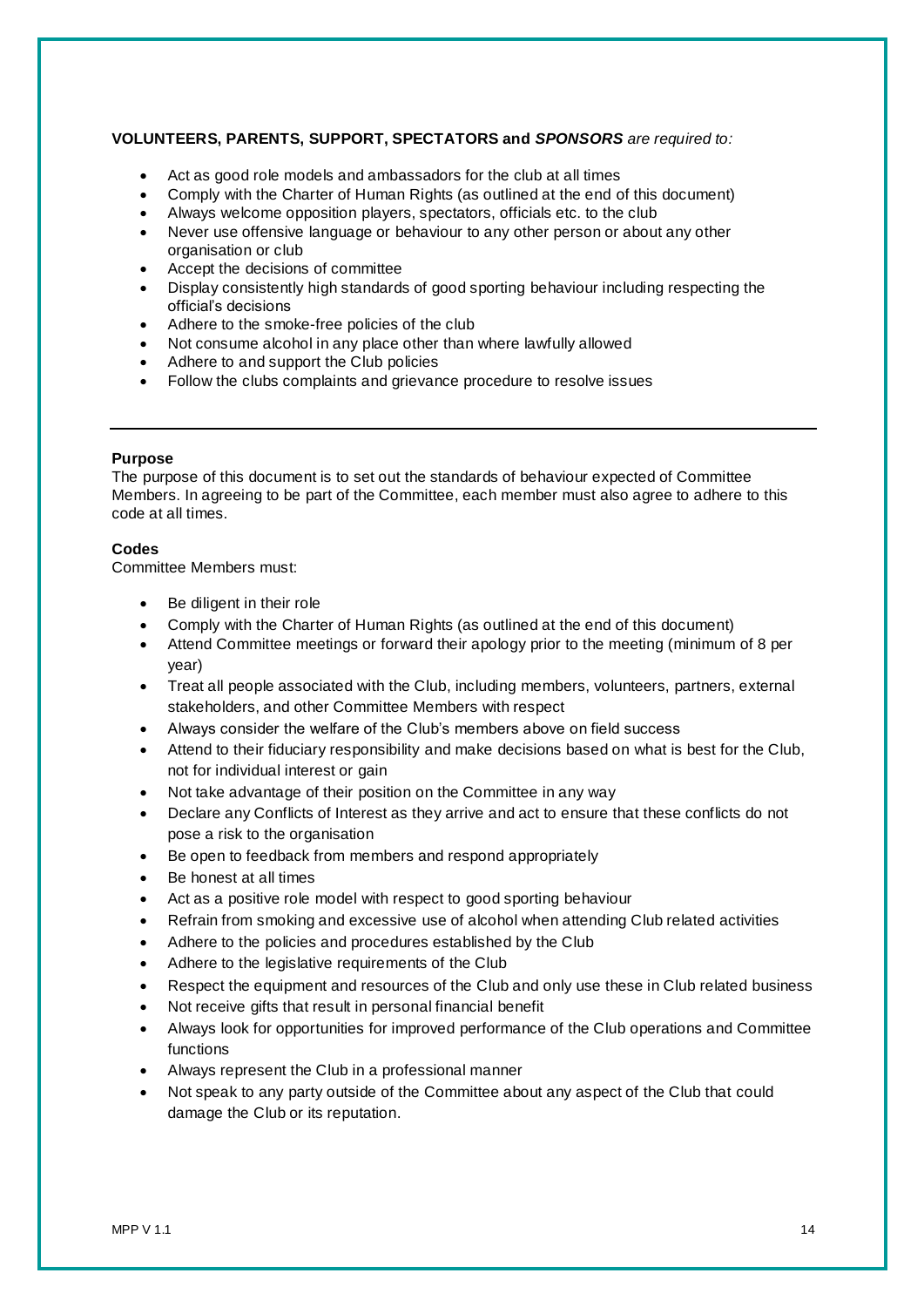**VOLUNTEERS, PARENTS, SUPPORT, SPECTATORS and *SPONSORS*** *are required to:*

- Act as good role models and ambassadors for the club at all times
- Comply with the Charter of Human Rights (as outlined at the end of this document)
- Always welcome opposition players, spectators, officials etc. to the club
- Never use offensive language or behaviour to any other person or about any other organisation or club
- Accept the decisions of committee
- Display consistently high standards of good sporting behaviour including respecting the official's decisions
- Adhere to the smoke-free policies of the club
- Not consume alcohol in any place other than where lawfully allowed
- Adhere to and support the Club policies
- Follow the clubs complaints and grievance procedure to resolve issues

---

**Purpose**

The purpose of this document is to set out the standards of behaviour expected of Committee Members. In agreeing to be part of the Committee, each member must also agree to adhere to this code at all times.

**Codes**

Committee Members must:

- Be diligent in their role
- Comply with the Charter of Human Rights (as outlined at the end of this document)
- Attend Committee meetings or forward their apology prior to the meeting (minimum of 8 per year)
- Treat all people associated with the Club, including members, volunteers, partners, external stakeholders, and other Committee Members with respect
- Always consider the welfare of the Club's members above on field success
- Attend to their fiduciary responsibility and make decisions based on what is best for the Club, not for individual interest or gain
- Not take advantage of their position on the Committee in any way
- Declare any Conflicts of Interest as they arrive and act to ensure that these conflicts do not pose a risk to the organisation
- Be open to feedback from members and respond appropriately
- Be honest at all times
- Act as a positive role model with respect to good sporting behaviour
- Refrain from smoking and excessive use of alcohol when attending Club related activities
- Adhere to the policies and procedures established by the Club
- Adhere to the legislative requirements of the Club
- Respect the equipment and resources of the Club and only use these in Club related business
- Not receive gifts that result in personal financial benefit
- Always look for opportunities for improved performance of the Club operations and Committee functions
- Always represent the Club in a professional manner
- Not speak to any party outside of the Committee about any aspect of the Club that could damage the Club or its reputation.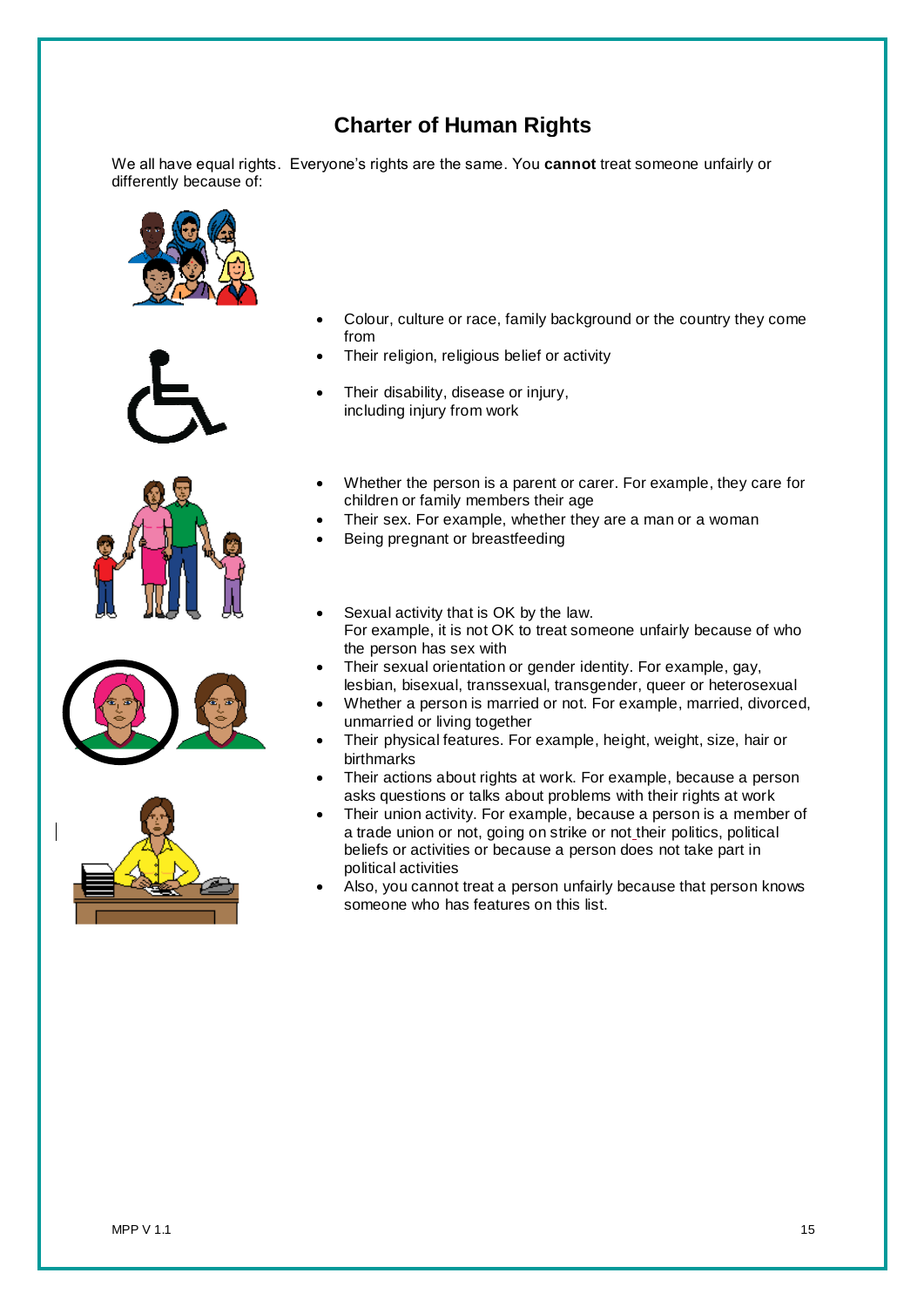# Charter of Human Rights

We all have equal rights. Everyone's rights are the same. You **cannot** treat someone unfairly or differently because of:

- Colour, culture or race, family background or the country they come from
- Their religion, religious belief or activity
- Their disability, disease or injury, including injury from work
- Whether the person is a parent or carer. For example, they care for children or family members their age
- Their sex. For example, whether they are a man or a woman
- Being pregnant or breastfeeding
- Sexual activity that is OK by the law. For example, it is not OK to treat someone unfairly because of who the person has sex with
- Their sexual orientation or gender identity. For example, gay, lesbian, bisexual, transsexual, transgender, queer or heterosexual
- Whether a person is married or not. For example, married, divorced, unmarried or living together
- Their physical features. For example, height, weight, size, hair or birthmarks
- Their actions about rights at work. For example, because a person asks questions or talks about problems with their rights at work
- Their union activity. For example, because a person is a member of a trade union or not, going on strike or not their politics, political beliefs or activities or because a person does not take part in political activities
- Also, you cannot treat a person unfairly because that person knows someone who has features on this list.

MPP V 1.1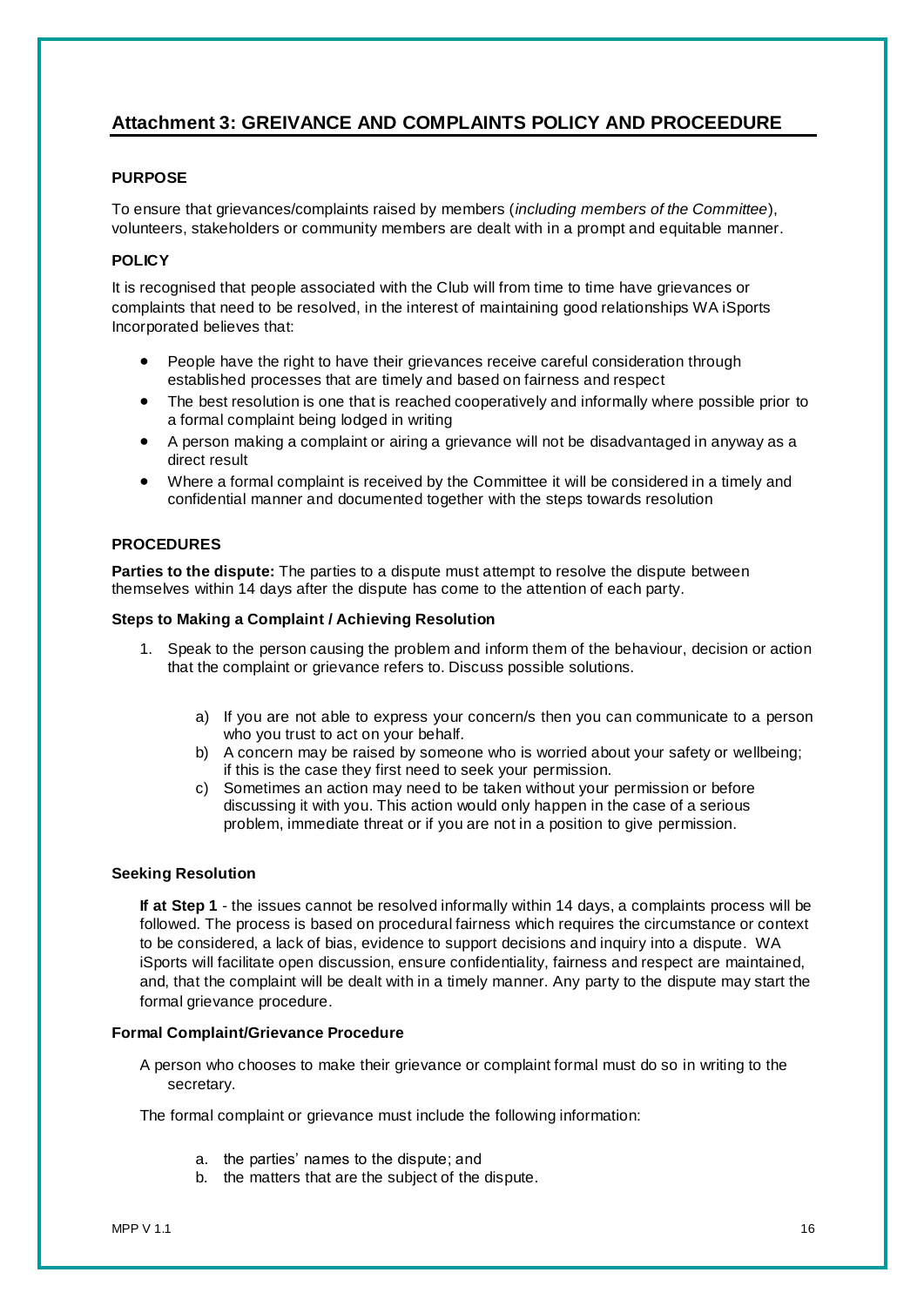## Attachment 3: GREIVANCE AND COMPLAINTS POLICY AND PROCEEDURE

### PURPOSE

To ensure that grievances/complaints raised by members (*including members of the Committee*), volunteers, stakeholders or community members are dealt with in a prompt and equitable manner.

### POLICY

It is recognised that people associated with the Club will from time to time have grievances or complaints that need to be resolved, in the interest of maintaining good relationships WA iSports Incorporated believes that:

- People have the right to have their grievances receive careful consideration through established processes that are timely and based on fairness and respect
- The best resolution is one that is reached cooperatively and informally where possible prior to a formal complaint being lodged in writing
- A person making a complaint or airing a grievance will not be disadvantaged in anyway as a direct result
- Where a formal complaint is received by the Committee it will be considered in a timely and confidential manner and documented together with the steps towards resolution

### PROCEDURES

**Parties to the dispute:** The parties to a dispute must attempt to resolve the dispute between themselves within 14 days after the dispute has come to the attention of each party.

#### Steps to Making a Complaint / Achieving Resolution

1. Speak to the person causing the problem and inform them of the behaviour, decision or action that the complaint or grievance refers to. Discuss possible solutions.

    a) If you are not able to express your concern/s then you can communicate to a person who you trust to act on your behalf.
    b) A concern may be raised by someone who is worried about your safety or wellbeing; if this is the case they first need to seek your permission.
    c) Sometimes an action may need to be taken without your permission or before discussing it with you. This action would only happen in the case of a serious problem, immediate threat or if you are not in a position to give permission.

#### Seeking Resolution

**If at Step 1** - the issues cannot be resolved informally within 14 days, a complaints process will be followed. The process is based on procedural fairness which requires the circumstance or context to be considered, a lack of bias, evidence to support decisions and inquiry into a dispute. WA iSports will facilitate open discussion, ensure confidentiality, fairness and respect are maintained, and, that the complaint will be dealt with in a timely manner. Any party to the dispute may start the formal grievance procedure.

#### Formal Complaint/Grievance Procedure

A person who chooses to make their grievance or complaint formal must do so in writing to the secretary.

The formal complaint or grievance must include the following information:

a. the parties' names to the dispute; and
b. the matters that are the subject of the dispute.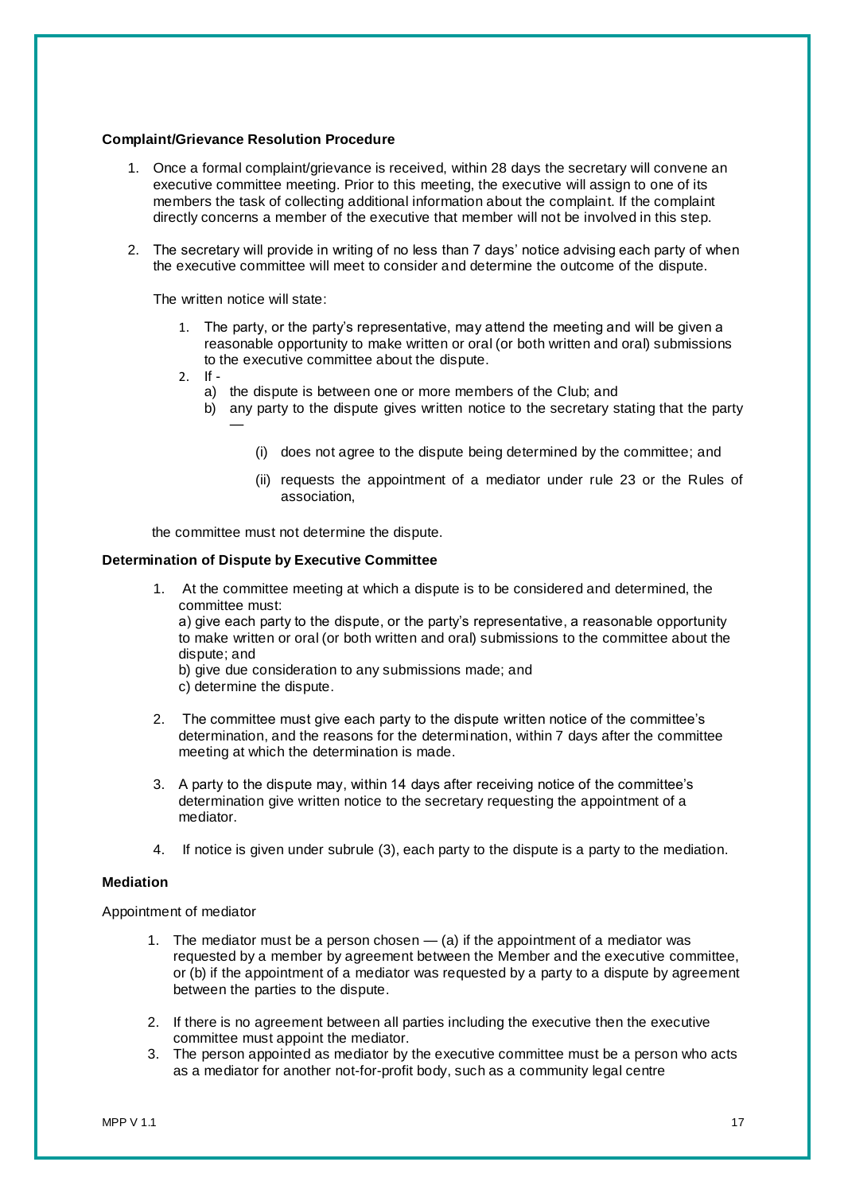**Complaint/Grievance Resolution Procedure**

1. Once a formal complaint/grievance is received, within 28 days the secretary will convene an executive committee meeting. Prior to this meeting, the executive will assign to one of its members the task of collecting additional information about the complaint. If the complaint directly concerns a member of the executive that member will not be involved in this step.

2. The secretary will provide in writing of no less than 7 days' notice advising each party of when the executive committee will meet to consider and determine the outcome of the dispute.

   The written notice will state:

   1. The party, or the party's representative, may attend the meeting and will be given a reasonable opportunity to make written or oral (or both written and oral) submissions to the executive committee about the dispute.
   2. If -
      a) the dispute is between one or more members of the Club; and
      b) any party to the dispute gives written notice to the secretary stating that the party —

         (i) does not agree to the dispute being determined by the committee; and

         (ii) requests the appointment of a mediator under rule 23 or the Rules of association,

   the committee must not determine the dispute.

**Determination of Dispute by Executive Committee**

1. At the committee meeting at which a dispute is to be considered and determined, the committee must:
   a) give each party to the dispute, or the party's representative, a reasonable opportunity to make written or oral (or both written and oral) submissions to the committee about the dispute; and
   b) give due consideration to any submissions made; and
   c) determine the dispute.

2. The committee must give each party to the dispute written notice of the committee's determination, and the reasons for the determination, within 7 days after the committee meeting at which the determination is made.

3. A party to the dispute may, within 14 days after receiving notice of the committee's determination give written notice to the secretary requesting the appointment of a mediator.

4. If notice is given under subrule (3), each party to the dispute is a party to the mediation.

**Mediation**

Appointment of mediator

1. The mediator must be a person chosen — (a) if the appointment of a mediator was requested by a member by agreement between the Member and the executive committee, or (b) if the appointment of a mediator was requested by a party to a dispute by agreement between the parties to the dispute.

2. If there is no agreement between all parties including the executive then the executive committee must appoint the mediator.
3. The person appointed as mediator by the executive committee must be a person who acts as a mediator for another not-for-profit body, such as a community legal centre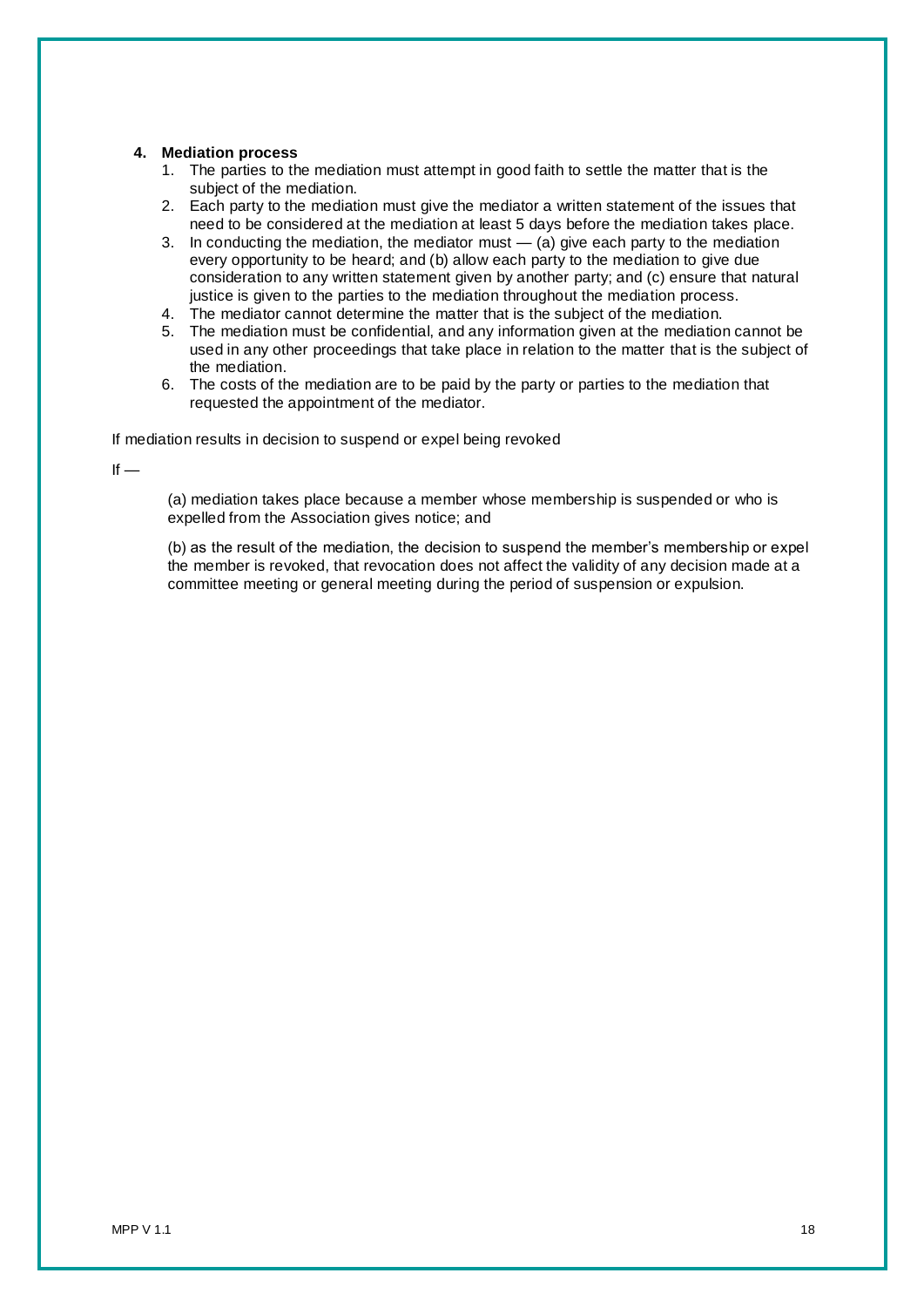### 4. Mediation process

1. The parties to the mediation must attempt in good faith to settle the matter that is the subject of the mediation.
2. Each party to the mediation must give the mediator a written statement of the issues that need to be considered at the mediation at least 5 days before the mediation takes place.
3. In conducting the mediation, the mediator must — (a) give each party to the mediation every opportunity to be heard; and (b) allow each party to the mediation to give due consideration to any written statement given by another party; and (c) ensure that natural justice is given to the parties to the mediation throughout the mediation process.
4. The mediator cannot determine the matter that is the subject of the mediation.
5. The mediation must be confidential, and any information given at the mediation cannot be used in any other proceedings that take place in relation to the matter that is the subject of the mediation.
6. The costs of the mediation are to be paid by the party or parties to the mediation that requested the appointment of the mediator.

If mediation results in decision to suspend or expel being revoked

If —

> (a) mediation takes place because a member whose membership is suspended or who is expelled from the Association gives notice; and
>
> (b) as the result of the mediation, the decision to suspend the member's membership or expel the member is revoked, that revocation does not affect the validity of any decision made at a committee meeting or general meeting during the period of suspension or expulsion.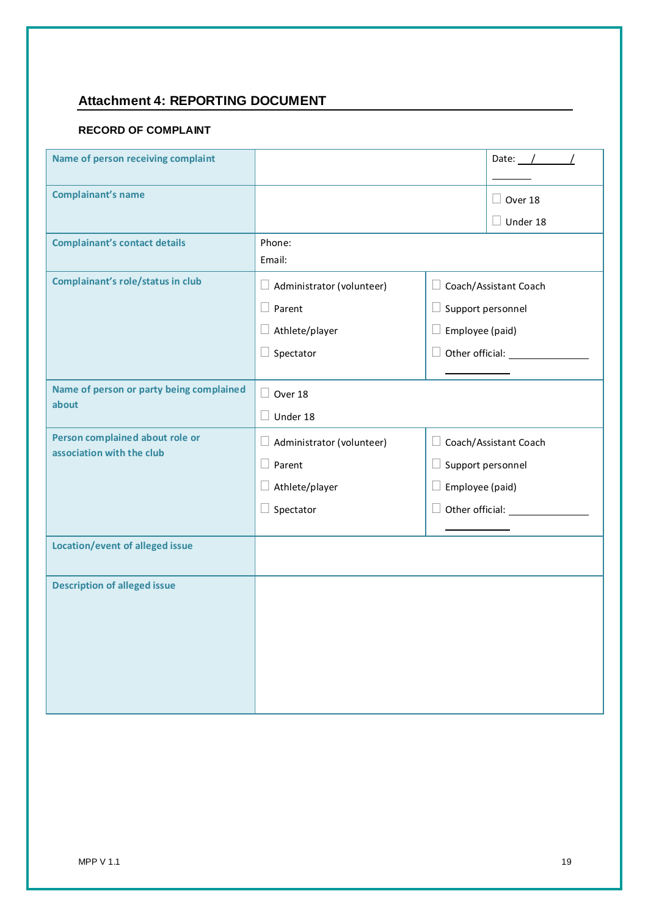## Attachment 4: REPORTING DOCUMENT

### RECORD OF COMPLAINT

| | | |
|---|---|---|
| **Name of person receiving complaint** | | Date: \_\_/\_\_\_\_\_\_/\_\_\_\_\_\_\_ |
| **Complainant's name** | | ☐ Over 18<br>☐ Under 18 |
| **Complainant's contact details** | Phone:<br>Email: | |
| **Complainant's role/status in club** | ☐ Administrator (volunteer)<br>☐ Parent<br>☐ Athlete/player<br>☐ Spectator | ☐ Coach/Assistant Coach<br>☐ Support personnel<br>☐ Employee (paid)<br>☐ Other official: \_\_\_\_\_\_\_\_\_\_\_\_\_\_\_\_\_\_\_\_\_\_\_\_\_\_\_ |
| **Name of person or party being complained about** | ☐ Over 18<br>☐ Under 18 | |
| **Person complained about role or association with the club** | ☐ Administrator (volunteer)<br>☐ Parent<br>☐ Athlete/player<br>☐ Spectator | ☐ Coach/Assistant Coach<br>☐ Support personnel<br>☐ Employee (paid)<br>☐ Other official: \_\_\_\_\_\_\_\_\_\_\_\_\_\_\_\_\_\_\_\_\_\_\_\_\_\_\_ |
| **Location/event of alleged issue** | | |
| **Description of alleged issue** | | |

MPP V 1.1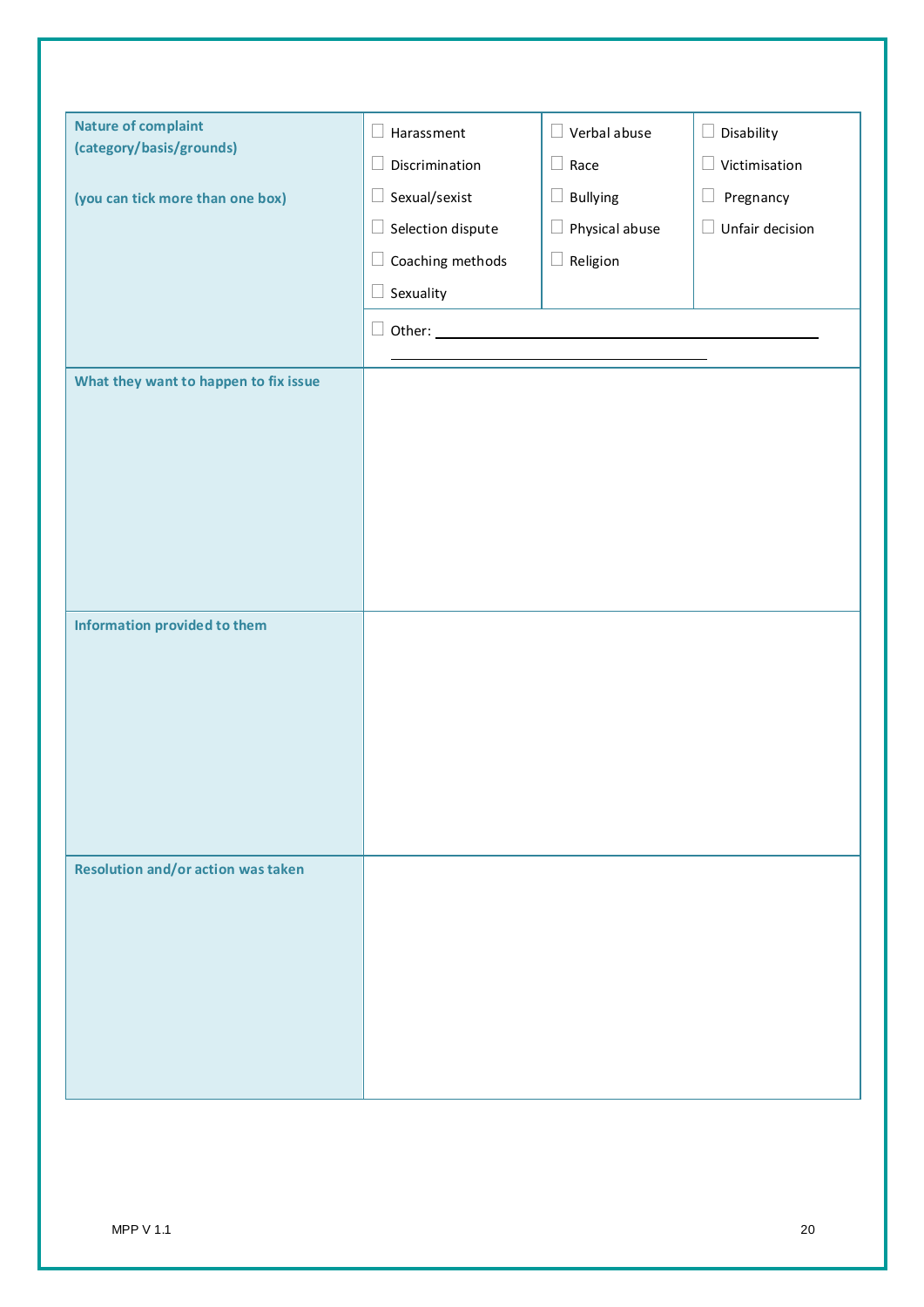| | |
|---|---|
| **Nature of complaint (category/basis/grounds)**<br><br>**(you can tick more than one box)** | ☐ Harassment ☐ Verbal abuse ☐ Disability<br>☐ Discrimination ☐ Race ☐ Victimisation<br>☐ Sexual/sexist ☐ Bullying ☐ Pregnancy<br>☐ Selection dispute ☐ Physical abuse ☐ Unfair decision<br>☐ Coaching methods ☐ Religion<br>☐ Sexuality<br>☐ Other: ______________________________ |
| **What they want to happen to fix issue** | |
| **Information provided to them** | |
| **Resolution and/or action was taken** | |

MPP V 1.1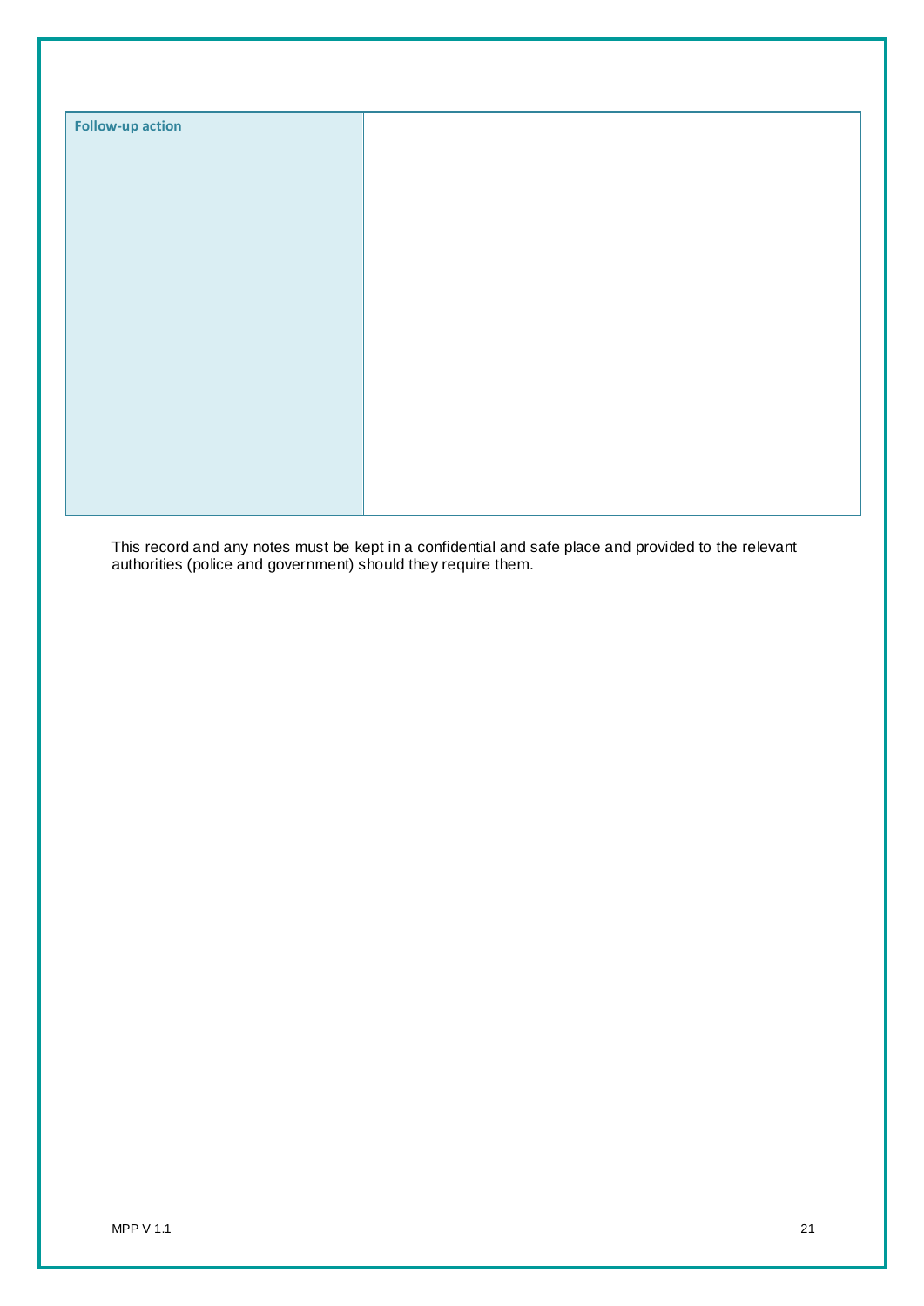| Follow-up action | |
|---|---|

This record and any notes must be kept in a confidential and safe place and provided to the relevant authorities (police and government) should they require them.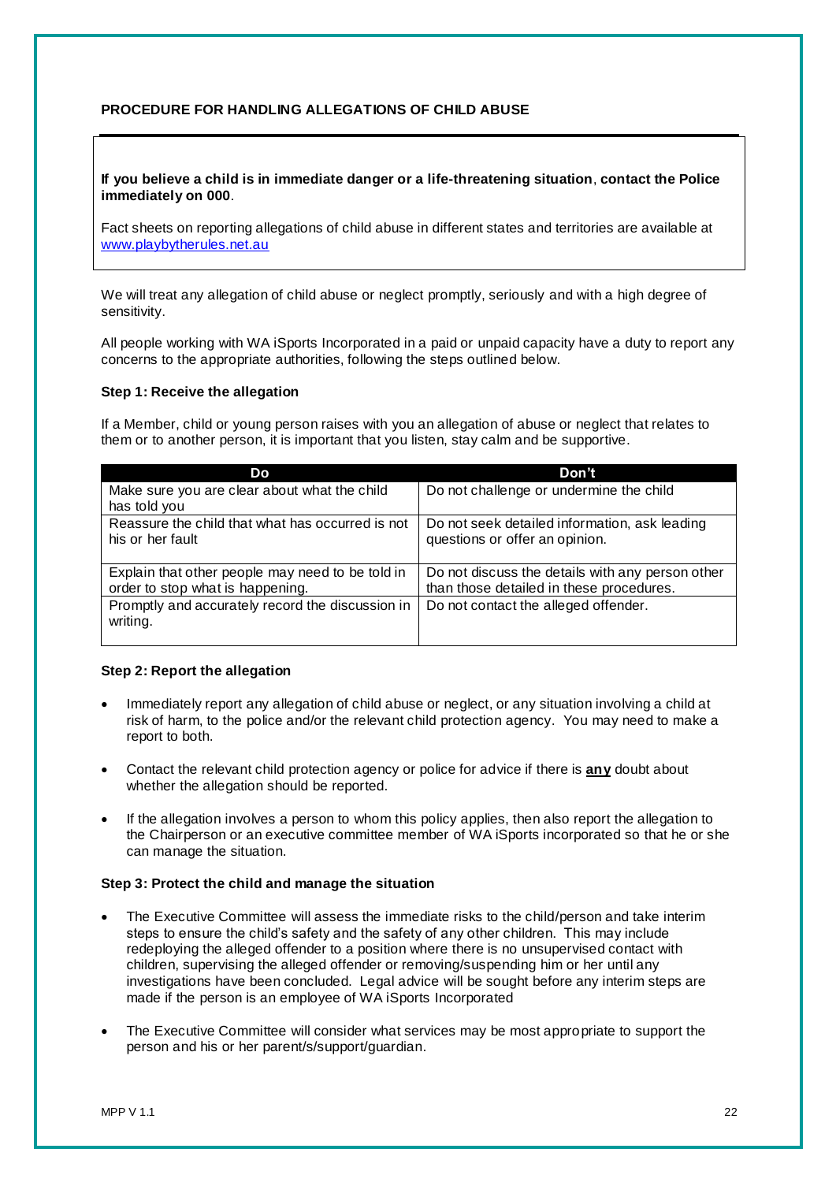**PROCEDURE FOR HANDLING ALLEGATIONS OF CHILD ABUSE**

**If you believe a child is in immediate danger or a life-threatening situation**, **contact the Police immediately on 000**.

Fact sheets on reporting allegations of child abuse in different states and territories are available at www.playbytherules.net.au

We will treat any allegation of child abuse or neglect promptly, seriously and with a high degree of sensitivity.

All people working with WA iSports Incorporated in a paid or unpaid capacity have a duty to report any concerns to the appropriate authorities, following the steps outlined below.

**Step 1: Receive the allegation**

If a Member, child or young person raises with you an allegation of abuse or neglect that relates to them or to another person, it is important that you listen, stay calm and be supportive.

| Do | Don't |
|---|---|
| Make sure you are clear about what the child has told you | Do not challenge or undermine the child |
| Reassure the child that what has occurred is not his or her fault | Do not seek detailed information, ask leading questions or offer an opinion. |
| Explain that other people may need to be told in order to stop what is happening. | Do not discuss the details with any person other than those detailed in these procedures. |
| Promptly and accurately record the discussion in writing. | Do not contact the alleged offender. |

**Step 2: Report the allegation**

- Immediately report any allegation of child abuse or neglect, or any situation involving a child at risk of harm, to the police and/or the relevant child protection agency. You may need to make a report to both.
- Contact the relevant child protection agency or police for advice if there is **any** doubt about whether the allegation should be reported.
- If the allegation involves a person to whom this policy applies, then also report the allegation to the Chairperson or an executive committee member of WA iSports incorporated so that he or she can manage the situation.

**Step 3: Protect the child and manage the situation**

- The Executive Committee will assess the immediate risks to the child/person and take interim steps to ensure the child's safety and the safety of any other children. This may include redeploying the alleged offender to a position where there is no unsupervised contact with children, supervising the alleged offender or removing/suspending him or her until any investigations have been concluded. Legal advice will be sought before any interim steps are made if the person is an employee of WA iSports Incorporated
- The Executive Committee will consider what services may be most appropriate to support the person and his or her parent/s/support/guardian.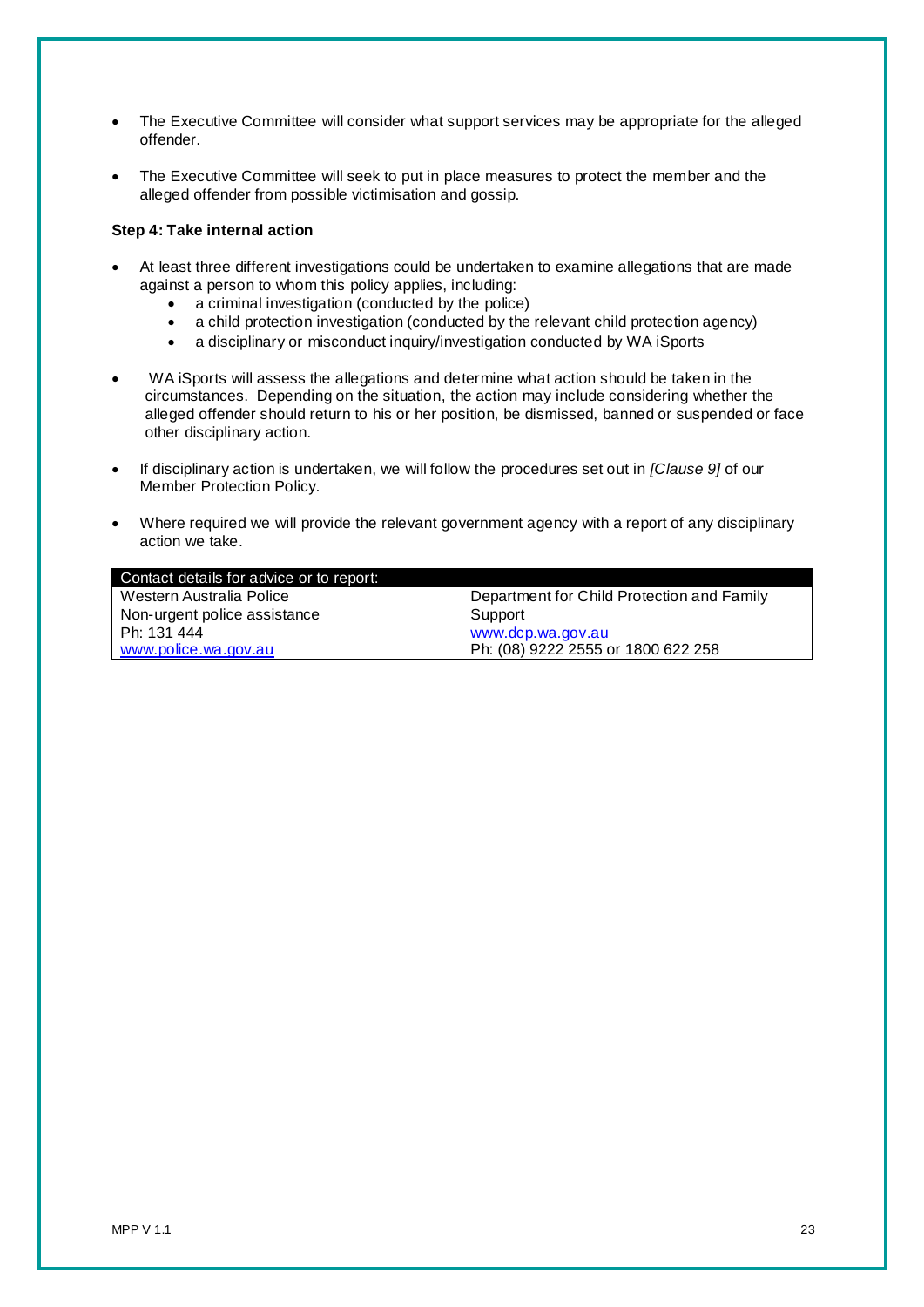- The Executive Committee will consider what support services may be appropriate for the alleged offender.

- The Executive Committee will seek to put in place measures to protect the member and the alleged offender from possible victimisation and gossip.

**Step 4: Take internal action**

- At least three different investigations could be undertaken to examine allegations that are made against a person to whom this policy applies, including:
    - a criminal investigation (conducted by the police)
    - a child protection investigation (conducted by the relevant child protection agency)
    - a disciplinary or misconduct inquiry/investigation conducted by WA iSports

- WA iSports will assess the allegations and determine what action should be taken in the circumstances. Depending on the situation, the action may include considering whether the alleged offender should return to his or her position, be dismissed, banned or suspended or face other disciplinary action.

- If disciplinary action is undertaken, we will follow the procedures set out in *[Clause 9]* of our Member Protection Policy.

- Where required we will provide the relevant government agency with a report of any disciplinary action we take.

| Contact details for advice or to report: | |
|---|---|
| Western Australia Police<br>Non-urgent police assistance<br>Ph: 131 444<br>www.police.wa.gov.au | Department for Child Protection and Family Support<br>www.dcp.wa.gov.au<br>Ph: (08) 9222 2555 or 1800 622 258 |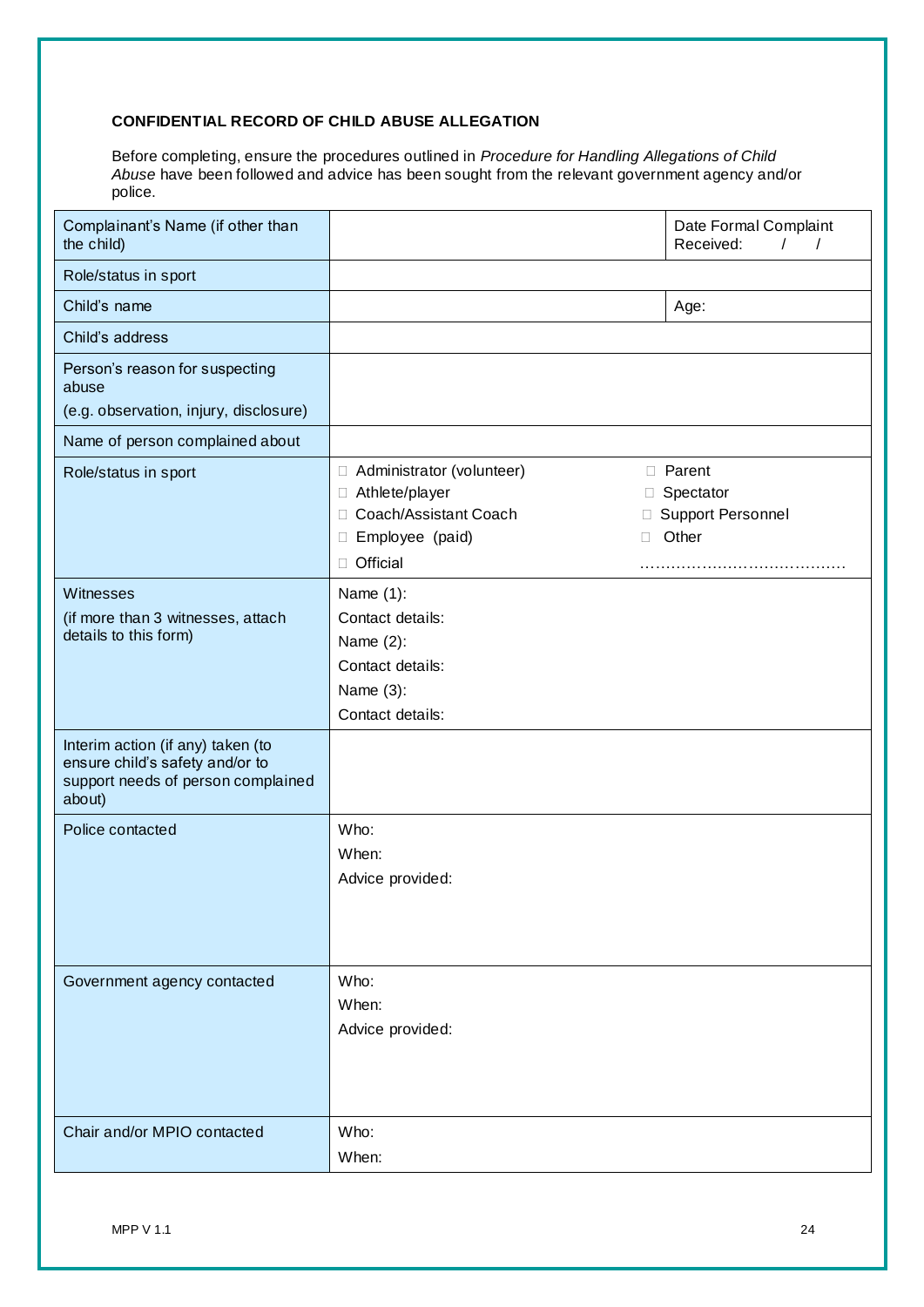**CONFIDENTIAL RECORD OF CHILD ABUSE ALLEGATION**

Before completing, ensure the procedures outlined in *Procedure for Handling Allegations of Child Abuse* have been followed and advice has been sought from the relevant government agency and/or police.

| | | |
|---|---|---|
| Complainant's Name (if other than the child) | | Date Formal Complaint Received: / / |
| Role/status in sport | | |
| Child's name | | Age: |
| Child's address | | |
| Person's reason for suspecting abuse<br>(e.g. observation, injury, disclosure) | | |
| Name of person complained about | | |
| Role/status in sport | □ Administrator (volunteer)<br>□ Athlete/player<br>□ Coach/Assistant Coach<br>□ Employee (paid)<br>□ Official | □ Parent<br>□ Spectator<br>□ Support Personnel<br>□ Other<br>………………………………… |
| Witnesses<br>(if more than 3 witnesses, attach details to this form) | Name (1):<br>Contact details:<br>Name (2):<br>Contact details:<br>Name (3):<br>Contact details: | |
| Interim action (if any) taken (to ensure child's safety and/or to support needs of person complained about) | | |
| Police contacted | Who:<br>When:<br>Advice provided: | |
| Government agency contacted | Who:<br>When:<br>Advice provided: | |
| Chair and/or MPIO contacted | Who:<br>When: | |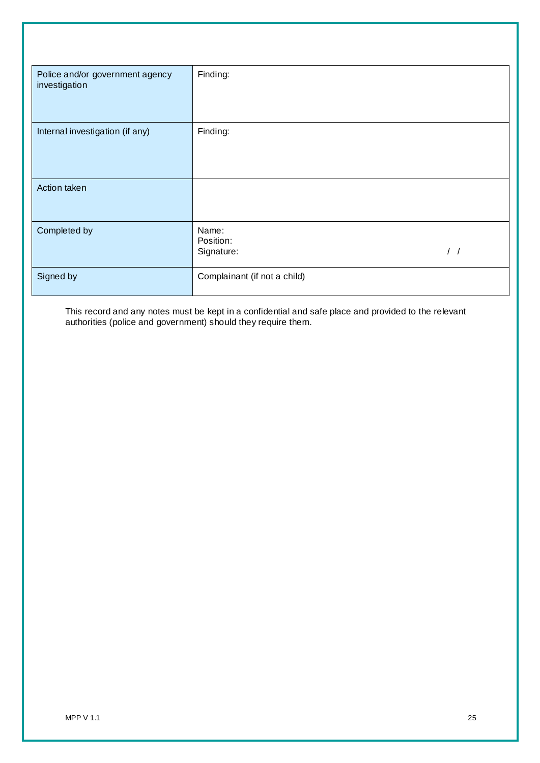| | |
|---|---|
| Police and/or government agency investigation | Finding: |
| Internal investigation (if any) | Finding: |
| Action taken | |
| Completed by | Name:<br>Position:<br>Signature: / / |
| Signed by | Complainant (if not a child) |

This record and any notes must be kept in a confidential and safe place and provided to the relevant authorities (police and government) should they require them.